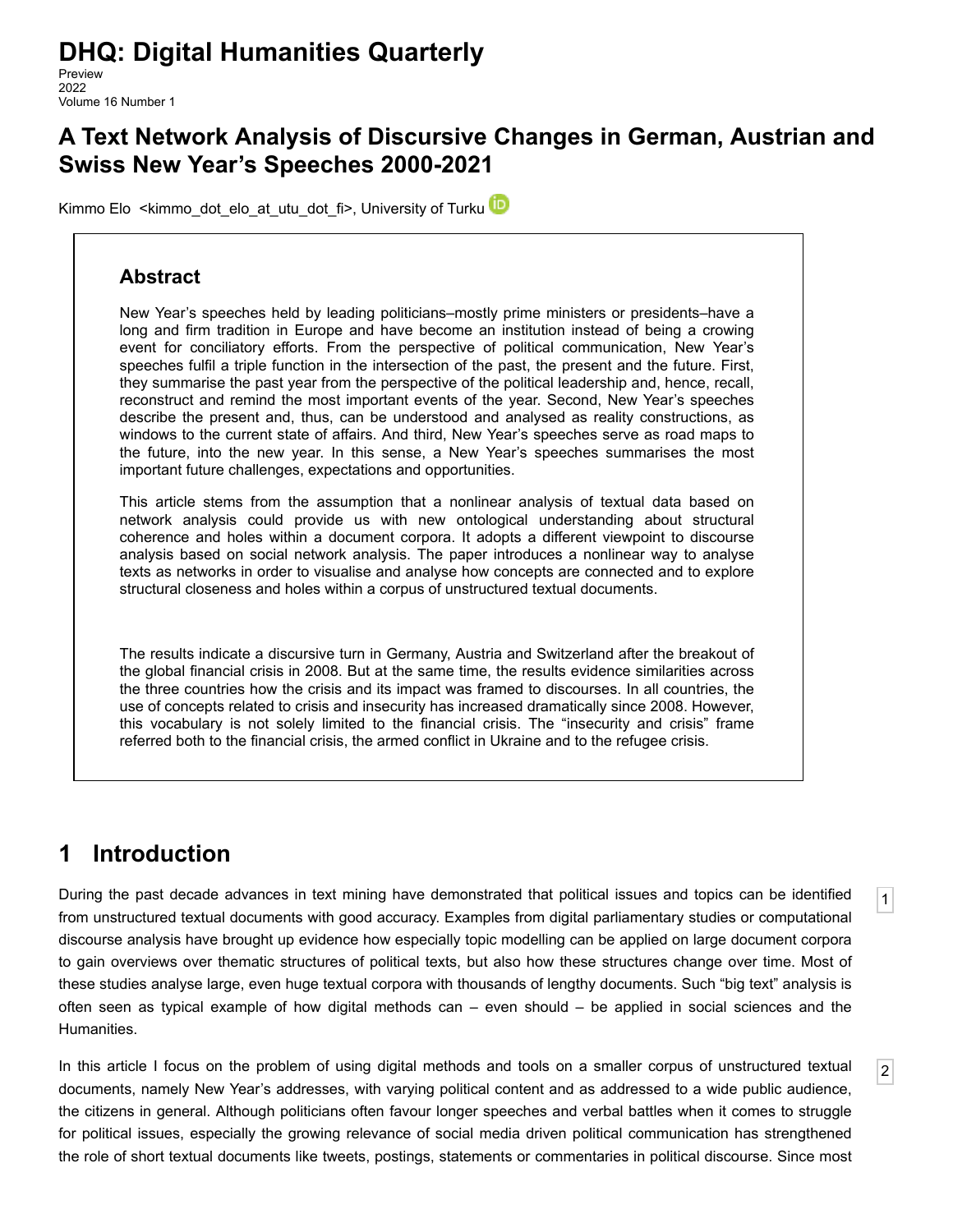# DHQ: Digital Humanities Quarterly

Preview
2022
Volume 16 Number 1

## A Text Network Analysis of Discursive Changes in German, Austrian and Swiss New Year's Speeches 2000-2021

Kimmo Elo <kimmo_dot_elo_at_utu_dot_fi>, University of Turku

### Abstract

New Year's speeches held by leading politicians–mostly prime ministers or presidents–have a long and firm tradition in Europe and have become an institution instead of being a crowing event for conciliatory efforts. From the perspective of political communication, New Year's speeches fulfil a triple function in the intersection of the past, the present and the future. First, they summarise the past year from the perspective of the political leadership and, hence, recall, reconstruct and remind the most important events of the year. Second, New Year's speeches describe the present and, thus, can be understood and analysed as reality constructions, as windows to the current state of affairs. And third, New Year's speeches serve as road maps to the future, into the new year. In this sense, a New Year's speeches summarises the most important future challenges, expectations and opportunities.

This article stems from the assumption that a nonlinear analysis of textual data based on network analysis could provide us with new ontological understanding about structural coherence and holes within a document corpora. It adopts a different viewpoint to discourse analysis based on social network analysis. The paper introduces a nonlinear way to analyse texts as networks in order to visualise and analyse how concepts are connected and to explore structural closeness and holes within a corpus of unstructured textual documents.

The results indicate a discursive turn in Germany, Austria and Switzerland after the breakout of the global financial crisis in 2008. But at the same time, the results evidence similarities across the three countries how the crisis and its impact was framed to discourses. In all countries, the use of concepts related to crisis and insecurity has increased dramatically since 2008. However, this vocabulary is not solely limited to the financial crisis. The "insecurity and crisis" frame referred both to the financial crisis, the armed conflict in Ukraine and to the refugee crisis.

## 1 Introduction

[1] During the past decade advances in text mining have demonstrated that political issues and topics can be identified from unstructured textual documents with good accuracy. Examples from digital parliamentary studies or computational discourse analysis have brought up evidence how especially topic modelling can be applied on large document corpora to gain overviews over thematic structures of political texts, but also how these structures change over time. Most of these studies analyse large, even huge textual corpora with thousands of lengthy documents. Such "big text" analysis is often seen as typical example of how digital methods can – even should – be applied in social sciences and the Humanities.

[2] In this article I focus on the problem of using digital methods and tools on a smaller corpus of unstructured textual documents, namely New Year's addresses, with varying political content and as addressed to a wide public audience, the citizens in general. Although politicians often favour longer speeches and verbal battles when it comes to struggle for political issues, especially the growing relevance of social media driven political communication has strengthened the role of short textual documents like tweets, postings, statements or commentaries in political discourse. Since most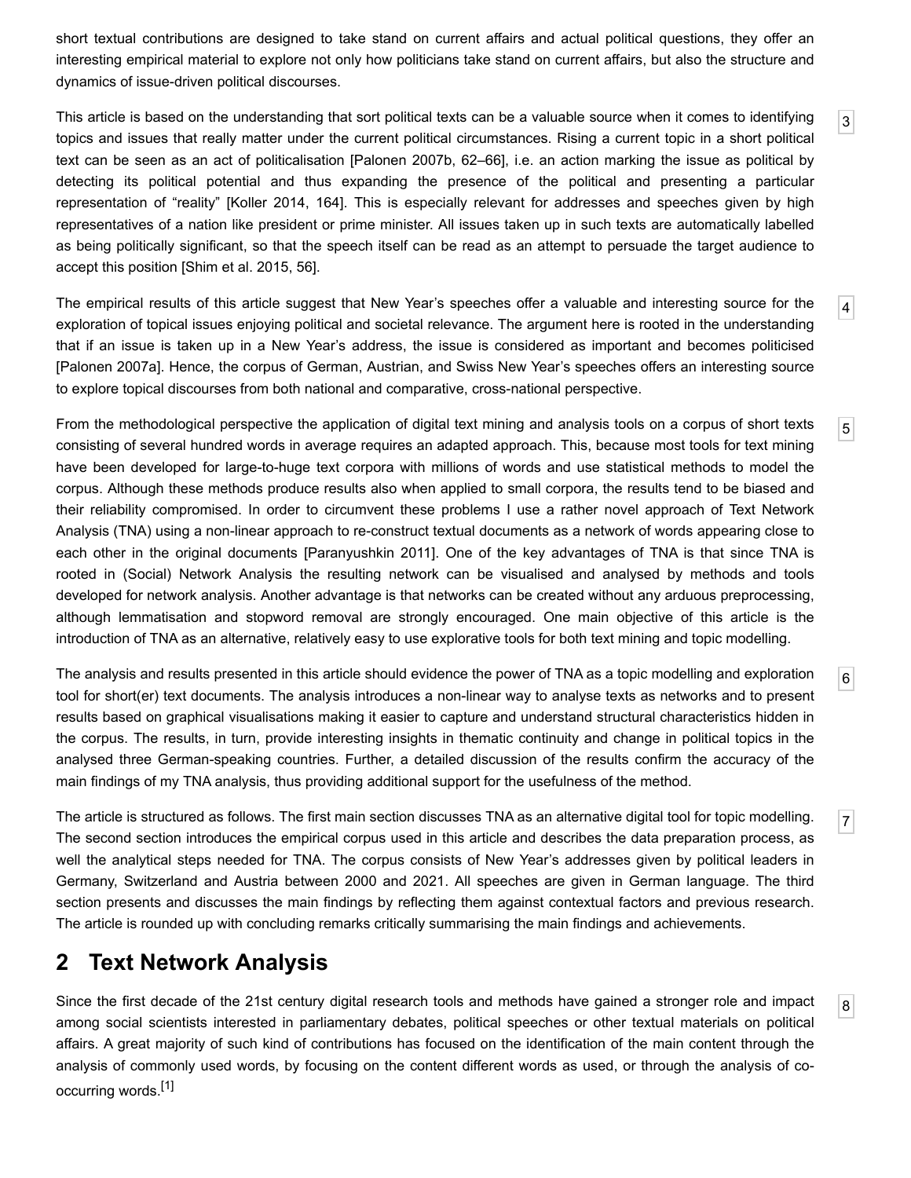short textual contributions are designed to take stand on current affairs and actual political questions, they offer an interesting empirical material to explore not only how politicians take stand on current affairs, but also the structure and dynamics of issue-driven political discourses.

[3] This article is based on the understanding that sort political texts can be a valuable source when it comes to identifying topics and issues that really matter under the current political circumstances. Rising a current topic in a short political text can be seen as an act of politicalisation [Palonen 2007b, 62–66], i.e. an action marking the issue as political by detecting its political potential and thus expanding the presence of the political and presenting a particular representation of “reality” [Koller 2014, 164]. This is especially relevant for addresses and speeches given by high representatives of a nation like president or prime minister. All issues taken up in such texts are automatically labelled as being politically significant, so that the speech itself can be read as an attempt to persuade the target audience to accept this position [Shim et al. 2015, 56].

[4] The empirical results of this article suggest that New Year’s speeches offer a valuable and interesting source for the exploration of topical issues enjoying political and societal relevance. The argument here is rooted in the understanding that if an issue is taken up in a New Year’s address, the issue is considered as important and becomes politicised [Palonen 2007a]. Hence, the corpus of German, Austrian, and Swiss New Year’s speeches offers an interesting source to explore topical discourses from both national and comparative, cross-national perspective.

[5] From the methodological perspective the application of digital text mining and analysis tools on a corpus of short texts consisting of several hundred words in average requires an adapted approach. This, because most tools for text mining have been developed for large-to-huge text corpora with millions of words and use statistical methods to model the corpus. Although these methods produce results also when applied to small corpora, the results tend to be biased and their reliability compromised. In order to circumvent these problems I use a rather novel approach of Text Network Analysis (TNA) using a non-linear approach to re-construct textual documents as a network of words appearing close to each other in the original documents [Paranyushkin 2011]. One of the key advantages of TNA is that since TNA is rooted in (Social) Network Analysis the resulting network can be visualised and analysed by methods and tools developed for network analysis. Another advantage is that networks can be created without any arduous preprocessing, although lemmatisation and stopword removal are strongly encouraged. One main objective of this article is the introduction of TNA as an alternative, relatively easy to use explorative tools for both text mining and topic modelling.

[6] The analysis and results presented in this article should evidence the power of TNA as a topic modelling and exploration tool for short(er) text documents. The analysis introduces a non-linear way to analyse texts as networks and to present results based on graphical visualisations making it easier to capture and understand structural characteristics hidden in the corpus. The results, in turn, provide interesting insights in thematic continuity and change in political topics in the analysed three German-speaking countries. Further, a detailed discussion of the results confirm the accuracy of the main findings of my TNA analysis, thus providing additional support for the usefulness of the method.

[7] The article is structured as follows. The first main section discusses TNA as an alternative digital tool for topic modelling. The second section introduces the empirical corpus used in this article and describes the data preparation process, as well the analytical steps needed for TNA. The corpus consists of New Year’s addresses given by political leaders in Germany, Switzerland and Austria between 2000 and 2021. All speeches are given in German language. The third section presents and discusses the main findings by reflecting them against contextual factors and previous research. The article is rounded up with concluding remarks critically summarising the main findings and achievements.

## 2 Text Network Analysis

[8] Since the first decade of the 21st century digital research tools and methods have gained a stronger role and impact among social scientists interested in parliamentary debates, political speeches or other textual materials on political affairs. A great majority of such kind of contributions has focused on the identification of the main content through the analysis of commonly used words, by focusing on the content different words as used, or through the analysis of co-occurring words.[1]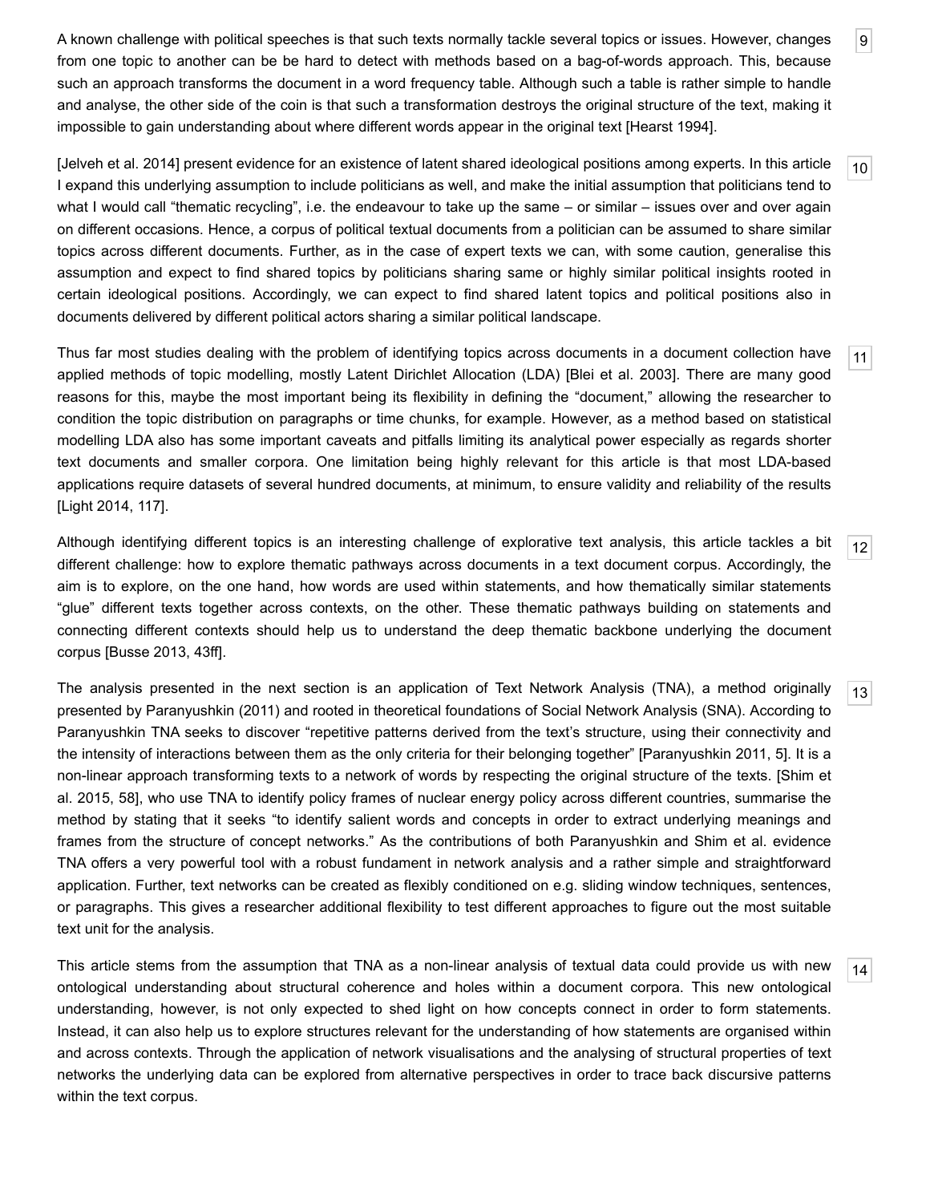A known challenge with political speeches is that such texts normally tackle several topics or issues. However, changes from one topic to another can be be hard to detect with methods based on a bag-of-words approach. This, because such an approach transforms the document in a word frequency table. Although such a table is rather simple to handle and analyse, the other side of the coin is that such a transformation destroys the original structure of the text, making it impossible to gain understanding about where different words appear in the original text [Hearst 1994].

[Jelveh et al. 2014] present evidence for an existence of latent shared ideological positions among experts. In this article I expand this underlying assumption to include politicians as well, and make the initial assumption that politicians tend to what I would call "thematic recycling", i.e. the endeavour to take up the same – or similar – issues over and over again on different occasions. Hence, a corpus of political textual documents from a politician can be assumed to share similar topics across different documents. Further, as in the case of expert texts we can, with some caution, generalise this assumption and expect to find shared topics by politicians sharing same or highly similar political insights rooted in certain ideological positions. Accordingly, we can expect to find shared latent topics and political positions also in documents delivered by different political actors sharing a similar political landscape.

Thus far most studies dealing with the problem of identifying topics across documents in a document collection have applied methods of topic modelling, mostly Latent Dirichlet Allocation (LDA) [Blei et al. 2003]. There are many good reasons for this, maybe the most important being its flexibility in defining the "document," allowing the researcher to condition the topic distribution on paragraphs or time chunks, for example. However, as a method based on statistical modelling LDA also has some important caveats and pitfalls limiting its analytical power especially as regards shorter text documents and smaller corpora. One limitation being highly relevant for this article is that most LDA-based applications require datasets of several hundred documents, at minimum, to ensure validity and reliability of the results [Light 2014, 117].

Although identifying different topics is an interesting challenge of explorative text analysis, this article tackles a bit different challenge: how to explore thematic pathways across documents in a text document corpus. Accordingly, the aim is to explore, on the one hand, how words are used within statements, and how thematically similar statements "glue" different texts together across contexts, on the other. These thematic pathways building on statements and connecting different contexts should help us to understand the deep thematic backbone underlying the document corpus [Busse 2013, 43ff].

The analysis presented in the next section is an application of Text Network Analysis (TNA), a method originally presented by Paranyushkin (2011) and rooted in theoretical foundations of Social Network Analysis (SNA). According to Paranyushkin TNA seeks to discover "repetitive patterns derived from the text's structure, using their connectivity and the intensity of interactions between them as the only criteria for their belonging together" [Paranyushkin 2011, 5]. It is a non-linear approach transforming texts to a network of words by respecting the original structure of the texts. [Shim et al. 2015, 58], who use TNA to identify policy frames of nuclear energy policy across different countries, summarise the method by stating that it seeks "to identify salient words and concepts in order to extract underlying meanings and frames from the structure of concept networks." As the contributions of both Paranyushkin and Shim et al. evidence TNA offers a very powerful tool with a robust fundament in network analysis and a rather simple and straightforward application. Further, text networks can be created as flexibly conditioned on e.g. sliding window techniques, sentences, or paragraphs. This gives a researcher additional flexibility to test different approaches to figure out the most suitable text unit for the analysis.

This article stems from the assumption that TNA as a non-linear analysis of textual data could provide us with new ontological understanding about structural coherence and holes within a document corpora. This new ontological understanding, however, is not only expected to shed light on how concepts connect in order to form statements. Instead, it can also help us to explore structures relevant for the understanding of how statements are organised within and across contexts. Through the application of network visualisations and the analysing of structural properties of text networks the underlying data can be explored from alternative perspectives in order to trace back discursive patterns within the text corpus.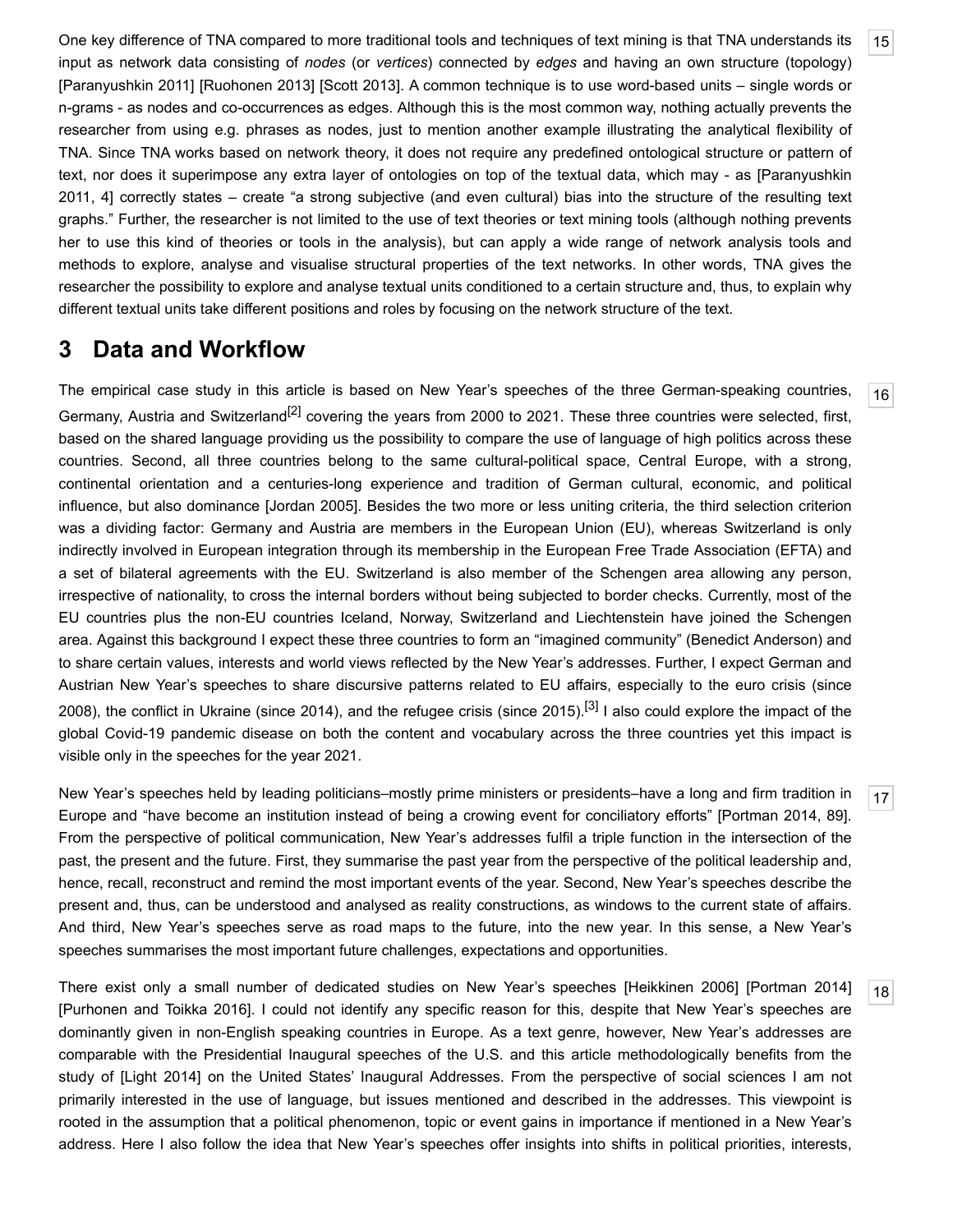One key difference of TNA compared to more traditional tools and techniques of text mining is that TNA understands its input as network data consisting of *nodes* (or *vertices*) connected by *edges* and having an own structure (topology) [Paranyushkin 2011] [Ruohonen 2013] [Scott 2013]. A common technique is to use word-based units – single words or n-grams - as nodes and co-occurrences as edges. Although this is the most common way, nothing actually prevents the researcher from using e.g. phrases as nodes, just to mention another example illustrating the analytical flexibility of TNA. Since TNA works based on network theory, it does not require any predefined ontological structure or pattern of text, nor does it superimpose any extra layer of ontologies on top of the textual data, which may - as [Paranyushkin 2011, 4] correctly states – create "a strong subjective (and even cultural) bias into the structure of the resulting text graphs." Further, the researcher is not limited to the use of text theories or text mining tools (although nothing prevents her to use this kind of theories or tools in the analysis), but can apply a wide range of network analysis tools and methods to explore, analyse and visualise structural properties of the text networks. In other words, TNA gives the researcher the possibility to explore and analyse textual units conditioned to a certain structure and, thus, to explain why different textual units take different positions and roles by focusing on the network structure of the text.

## 3 Data and Workflow

The empirical case study in this article is based on New Year's speeches of the three German-speaking countries, Germany, Austria and Switzerland[2] covering the years from 2000 to 2021. These three countries were selected, first, based on the shared language providing us the possibility to compare the use of language of high politics across these countries. Second, all three countries belong to the same cultural-political space, Central Europe, with a strong, continental orientation and a centuries-long experience and tradition of German cultural, economic, and political influence, but also dominance [Jordan 2005]. Besides the two more or less uniting criteria, the third selection criterion was a dividing factor: Germany and Austria are members in the European Union (EU), whereas Switzerland is only indirectly involved in European integration through its membership in the European Free Trade Association (EFTA) and a set of bilateral agreements with the EU. Switzerland is also member of the Schengen area allowing any person, irrespective of nationality, to cross the internal borders without being subjected to border checks. Currently, most of the EU countries plus the non-EU countries Iceland, Norway, Switzerland and Liechtenstein have joined the Schengen area. Against this background I expect these three countries to form an "imagined community" (Benedict Anderson) and to share certain values, interests and world views reflected by the New Year's addresses. Further, I expect German and Austrian New Year's speeches to share discursive patterns related to EU affairs, especially to the euro crisis (since 2008), the conflict in Ukraine (since 2014), and the refugee crisis (since 2015).[3] I also could explore the impact of the global Covid-19 pandemic disease on both the content and vocabulary across the three countries yet this impact is visible only in the speeches for the year 2021.

New Year's speeches held by leading politicians–mostly prime ministers or presidents–have a long and firm tradition in Europe and "have become an institution instead of being a crowing event for conciliatory efforts" [Portman 2014, 89]. From the perspective of political communication, New Year's addresses fulfil a triple function in the intersection of the past, the present and the future. First, they summarise the past year from the perspective of the political leadership and, hence, recall, reconstruct and remind the most important events of the year. Second, New Year's speeches describe the present and, thus, can be understood and analysed as reality constructions, as windows to the current state of affairs. And third, New Year's speeches serve as road maps to the future, into the new year. In this sense, a New Year's speeches summarises the most important future challenges, expectations and opportunities.

There exist only a small number of dedicated studies on New Year's speeches [Heikkinen 2006] [Portman 2014] [Purhonen and Toikka 2016]. I could not identify any specific reason for this, despite that New Year's speeches are dominantly given in non-English speaking countries in Europe. As a text genre, however, New Year's addresses are comparable with the Presidential Inaugural speeches of the U.S. and this article methodologically benefits from the study of [Light 2014] on the United States' Inaugural Addresses. From the perspective of social sciences I am not primarily interested in the use of language, but issues mentioned and described in the addresses. This viewpoint is rooted in the assumption that a political phenomenon, topic or event gains in importance if mentioned in a New Year's address. Here I also follow the idea that New Year's speeches offer insights into shifts in political priorities, interests,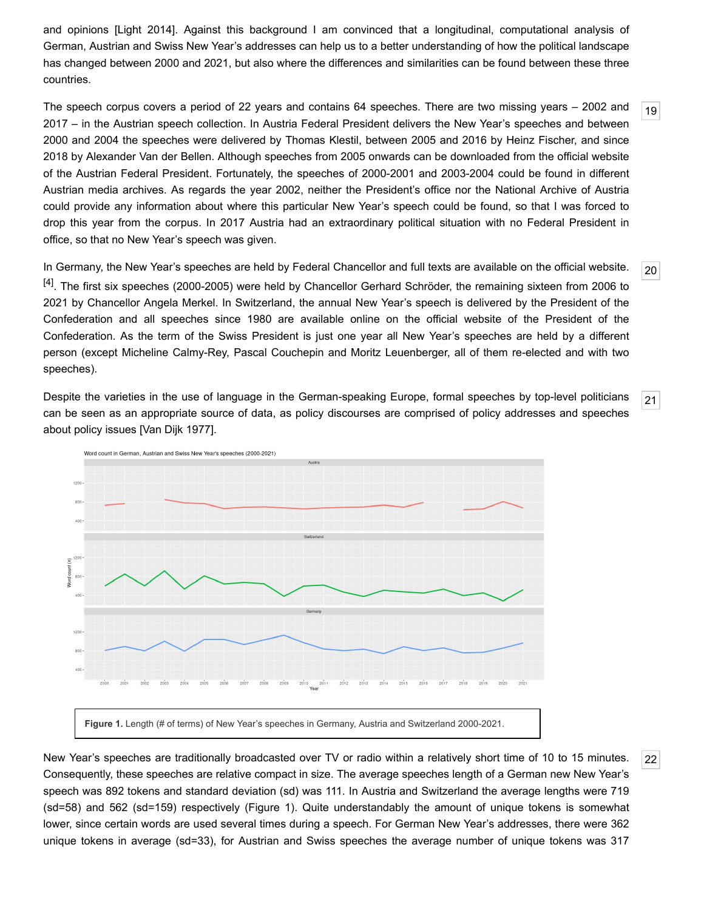and opinions [Light 2014]. Against this background I am convinced that a longitudinal, computational analysis of German, Austrian and Swiss New Year's addresses can help us to a better understanding of how the political landscape has changed between 2000 and 2021, but also where the differences and similarities can be found between these three countries.

19 The speech corpus covers a period of 22 years and contains 64 speeches. There are two missing years – 2002 and 2017 – in the Austrian speech collection. In Austria Federal President delivers the New Year's speeches and between 2000 and 2004 the speeches were delivered by Thomas Klestil, between 2005 and 2016 by Heinz Fischer, and since 2018 by Alexander Van der Bellen. Although speeches from 2005 onwards can be downloaded from the official website of the Austrian Federal President. Fortunately, the speeches of 2000-2001 and 2003-2004 could be found in different Austrian media archives. As regards the year 2002, neither the President's office nor the National Archive of Austria could provide any information about where this particular New Year's speech could be found, so that I was forced to drop this year from the corpus. In 2017 Austria had an extraordinary political situation with no Federal President in office, so that no New Year's speech was given.

20 In Germany, the New Year's speeches are held by Federal Chancellor and full texts are available on the official website. [4]. The first six speeches (2000-2005) were held by Chancellor Gerhard Schröder, the remaining sixteen from 2006 to 2021 by Chancellor Angela Merkel. In Switzerland, the annual New Year's speech is delivered by the President of the Confederation and all speeches since 1980 are available online on the official website of the President of the Confederation. As the term of the Swiss President is just one year all New Year's speeches are held by a different person (except Micheline Calmy-Rey, Pascal Couchepin and Moritz Leuenberger, all of them re-elected and with two speeches).

21 Despite the varieties in the use of language in the German-speaking Europe, formal speeches by top-level politicians can be seen as an appropriate source of data, as policy discourses are comprised of policy addresses and speeches about policy issues [Van Dijk 1977].

**Figure 1.** Length (# of terms) of New Year's speeches in Germany, Austria and Switzerland 2000-2021.

22 New Year's speeches are traditionally broadcasted over TV or radio within a relatively short time of 10 to 15 minutes. Consequently, these speeches are relative compact in size. The average speeches length of a German new New Year's speech was 892 tokens and standard deviation (sd) was 111. In Austria and Switzerland the average lengths were 719 (sd=58) and 562 (sd=159) respectively (Figure 1). Quite understandably the amount of unique tokens is somewhat lower, since certain words are used several times during a speech. For German New Year's addresses, there were 362 unique tokens in average (sd=33), for Austrian and Swiss speeches the average number of unique tokens was 317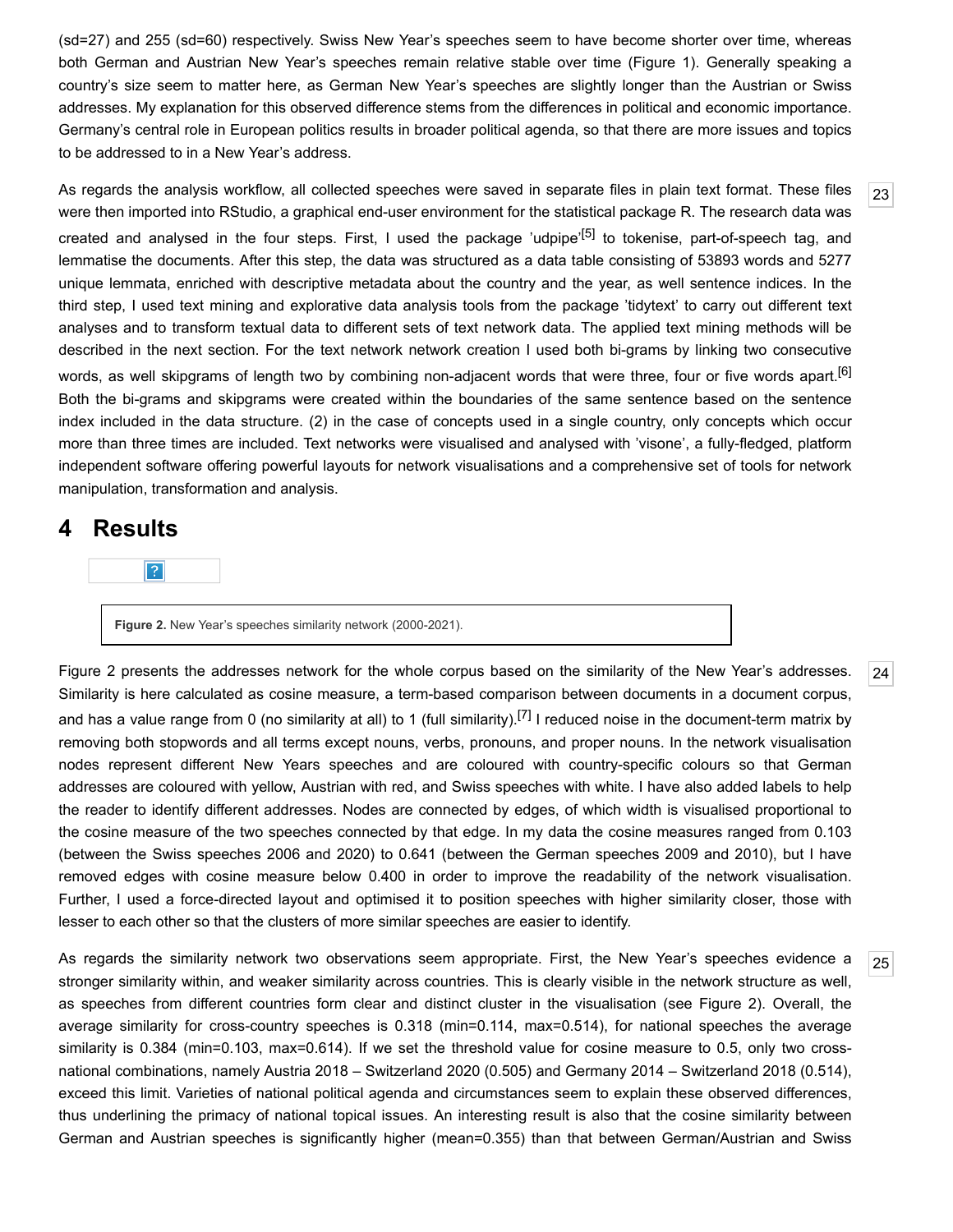(sd=27) and 255 (sd=60) respectively. Swiss New Year's speeches seem to have become shorter over time, whereas both German and Austrian New Year's speeches remain relative stable over time (Figure 1). Generally speaking a country's size seem to matter here, as German New Year's speeches are slightly longer than the Austrian or Swiss addresses. My explanation for this observed difference stems from the differences in political and economic importance. Germany's central role in European politics results in broader political agenda, so that there are more issues and topics to be addressed to in a New Year's address.

As regards the analysis workflow, all collected speeches were saved in separate files in plain text format. These files were then imported into RStudio, a graphical end-user environment for the statistical package R. The research data was created and analysed in the four steps. First, I used the package 'udpipe'[5] to tokenise, part-of-speech tag, and lemmatise the documents. After this step, the data was structured as a data table consisting of 53893 words and 5277 unique lemmata, enriched with descriptive metadata about the country and the year, as well sentence indices. In the third step, I used text mining and explorative data analysis tools from the package 'tidytext' to carry out different text analyses and to transform textual data to different sets of text network data. The applied text mining methods will be described in the next section. For the text network network creation I used both bi-grams by linking two consecutive words, as well skipgrams of length two by combining non-adjacent words that were three, four or five words apart.[6] Both the bi-grams and skipgrams were created within the boundaries of the same sentence based on the sentence index included in the data structure. (2) in the case of concepts used in a single country, only concepts which occur more than three times are included. Text networks were visualised and analysed with 'visone', a fully-fledged, platform independent software offering powerful layouts for network visualisations and a comprehensive set of tools for network manipulation, transformation and analysis.

# 4 Results

**Figure 2.** New Year's speeches similarity network (2000-2021).

Figure 2 presents the addresses network for the whole corpus based on the similarity of the New Year's addresses. Similarity is here calculated as cosine measure, a term-based comparison between documents in a document corpus, and has a value range from 0 (no similarity at all) to 1 (full similarity).[7] I reduced noise in the document-term matrix by removing both stopwords and all terms except nouns, verbs, pronouns, and proper nouns. In the network visualisation nodes represent different New Years speeches and are coloured with country-specific colours so that German addresses are coloured with yellow, Austrian with red, and Swiss speeches with white. I have also added labels to help the reader to identify different addresses. Nodes are connected by edges, of which width is visualised proportional to the cosine measure of the two speeches connected by that edge. In my data the cosine measures ranged from 0.103 (between the Swiss speeches 2006 and 2020) to 0.641 (between the German speeches 2009 and 2010), but I have removed edges with cosine measure below 0.400 in order to improve the readability of the network visualisation. Further, I used a force-directed layout and optimised it to position speeches with higher similarity closer, those with lesser to each other so that the clusters of more similar speeches are easier to identify.

As regards the similarity network two observations seem appropriate. First, the New Year's speeches evidence a stronger similarity within, and weaker similarity across countries. This is clearly visible in the network structure as well, as speeches from different countries form clear and distinct cluster in the visualisation (see Figure 2). Overall, the average similarity for cross-country speeches is 0.318 (min=0.114, max=0.514), for national speeches the average similarity is 0.384 (min=0.103, max=0.614). If we set the threshold value for cosine measure to 0.5, only two cross-national combinations, namely Austria 2018 – Switzerland 2020 (0.505) and Germany 2014 – Switzerland 2018 (0.514), exceed this limit. Varieties of national political agenda and circumstances seem to explain these observed differences, thus underlining the primacy of national topical issues. An interesting result is also that the cosine similarity between German and Austrian speeches is significantly higher (mean=0.355) than that between German/Austrian and Swiss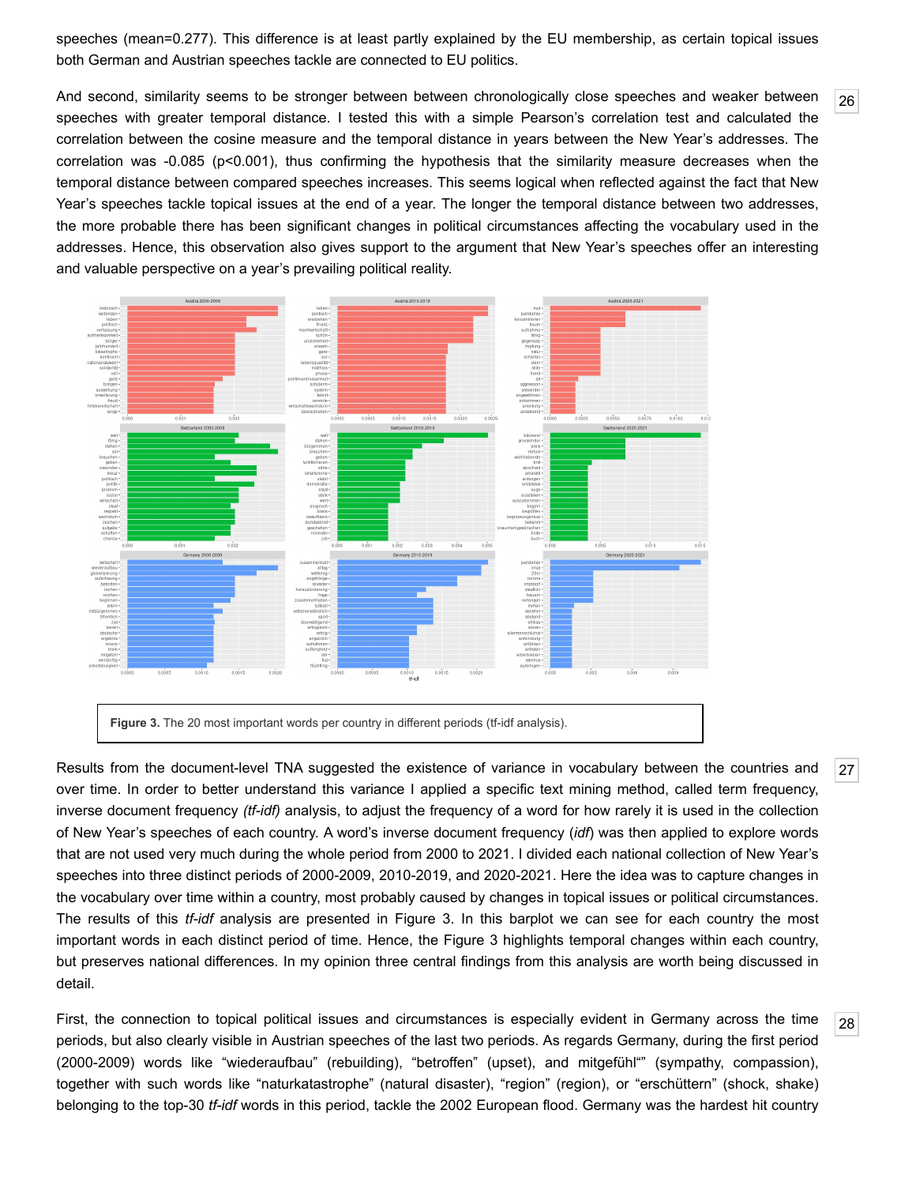speeches (mean=0.277). This difference is at least partly explained by the EU membership, as certain topical issues both German and Austrian speeches tackle are connected to EU politics.

26 And second, similarity seems to be stronger between between chronologically close speeches and weaker between speeches with greater temporal distance. I tested this with a simple Pearson's correlation test and calculated the correlation between the cosine measure and the temporal distance in years between the New Year's addresses. The correlation was -0.085 ($p<0.001$), thus confirming the hypothesis that the similarity measure decreases when the temporal distance between compared speeches increases. This seems logical when reflected against the fact that New Year's speeches tackle topical issues at the end of a year. The longer the temporal distance between two addresses, the more probable there has been significant changes in political circumstances affecting the vocabulary used in the addresses. Hence, this observation also gives support to the argument that New Year's speeches offer an interesting and valuable perspective on a year's prevailing political reality.

**Figure 3.** The 20 most important words per country in different periods (tf-idf analysis).

27 Results from the document-level TNA suggested the existence of variance in vocabulary between the countries and over time. In order to better understand this variance I applied a specific text mining method, called term frequency, inverse document frequency *(tf-idf)* analysis, to adjust the frequency of a word for how rarely it is used in the collection of New Year's speeches of each country. A word's inverse document frequency (*idf*) was then applied to explore words that are not used very much during the whole period from 2000 to 2021. I divided each national collection of New Year's speeches into three distinct periods of 2000-2009, 2010-2019, and 2020-2021. Here the idea was to capture changes in the vocabulary over time within a country, most probably caused by changes in topical issues or political circumstances. The results of this *tf-idf* analysis are presented in Figure 3. In this barplot we can see for each country the most important words in each distinct period of time. Hence, the Figure 3 highlights temporal changes within each country, but preserves national differences. In my opinion three central findings from this analysis are worth being discussed in detail.

28 First, the connection to topical political issues and circumstances is especially evident in Germany across the time periods, but also clearly visible in Austrian speeches of the last two periods. As regards Germany, during the first period (2000-2009) words like "wiederaufbau" (rebuilding), "betroffen" (upset), and mitgefühl"" (sympathy, compassion), together with such words like "naturkatastrophe" (natural disaster), "region" (region), or "erschüttern" (shock, shake) belonging to the top-30 *tf-idf* words in this period, tackle the 2002 European flood. Germany was the hardest hit country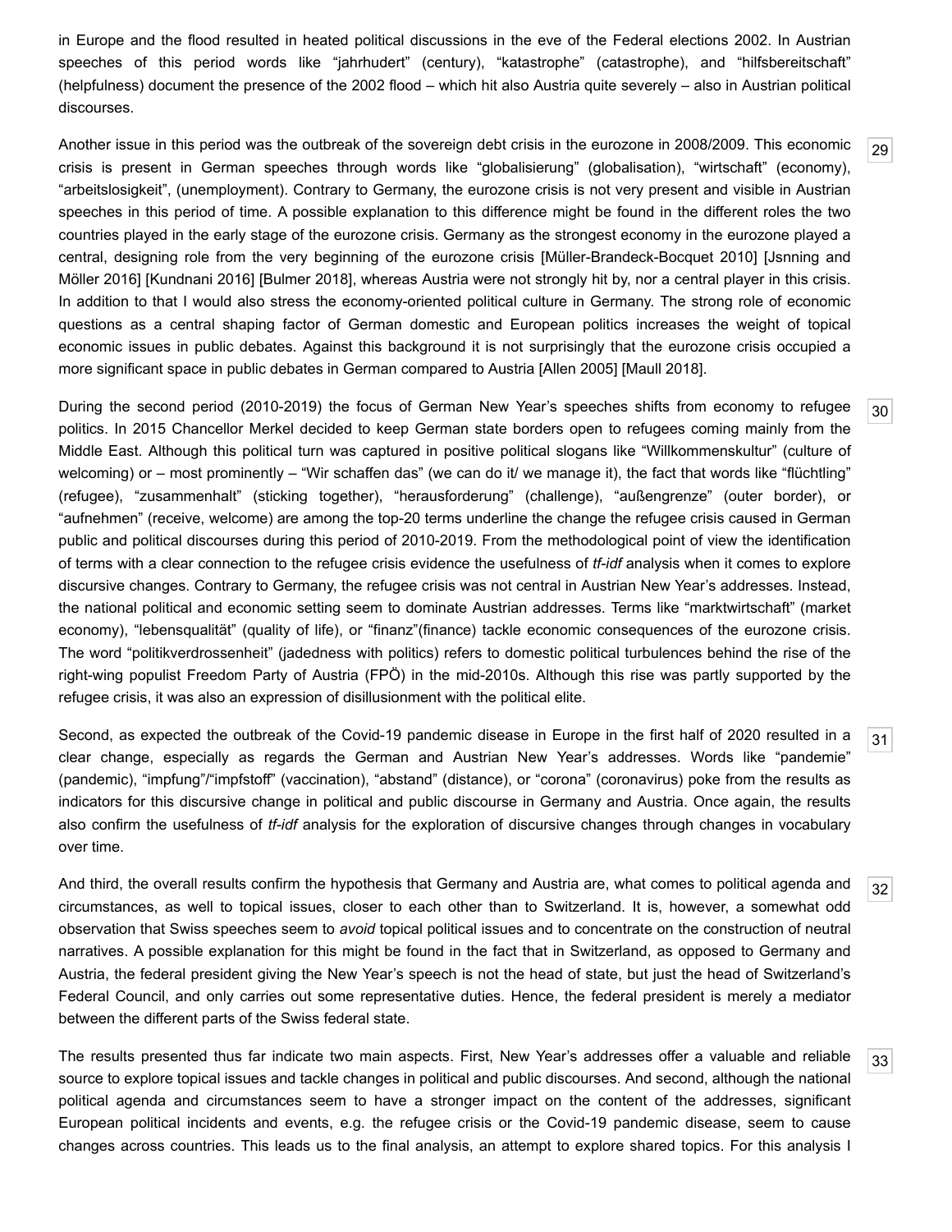in Europe and the flood resulted in heated political discussions in the eve of the Federal elections 2002. In Austrian speeches of this period words like “jahrhudert” (century), “katastrophe” (catastrophe), and “hilfsbereitschaft” (helpfulness) document the presence of the 2002 flood – which hit also Austria quite severely – also in Austrian political discourses.

Another issue in this period was the outbreak of the sovereign debt crisis in the eurozone in 2008/2009. This economic crisis is present in German speeches through words like “globalisierung” (globalisation), “wirtschaft” (economy), “arbeitslosigkeit”, (unemployment). Contrary to Germany, the eurozone crisis is not very present and visible in Austrian speeches in this period of time. A possible explanation to this difference might be found in the different roles the two countries played in the early stage of the eurozone crisis. Germany as the strongest economy in the eurozone played a central, designing role from the very beginning of the eurozone crisis [Müller-Brandeck-Bocquet 2010] [Jsnning and Möller 2016] [Kundnani 2016] [Bulmer 2018], whereas Austria were not strongly hit by, nor a central player in this crisis. In addition to that I would also stress the economy-oriented political culture in Germany. The strong role of economic questions as a central shaping factor of German domestic and European politics increases the weight of topical economic issues in public debates. Against this background it is not surprisingly that the eurozone crisis occupied a more significant space in public debates in German compared to Austria [Allen 2005] [Maull 2018].

During the second period (2010-2019) the focus of German New Year’s speeches shifts from economy to refugee politics. In 2015 Chancellor Merkel decided to keep German state borders open to refugees coming mainly from the Middle East. Although this political turn was captured in positive political slogans like “Willkommenskultur” (culture of welcoming) or – most prominently – “Wir schaffen das” (we can do it/ we manage it), the fact that words like “flüchtling” (refugee), “zusammenhalt” (sticking together), “herausforderung” (challenge), “außengrenze” (outer border), or “aufnehmen” (receive, welcome) are among the top-20 terms underline the change the refugee crisis caused in German public and political discourses during this period of 2010-2019. From the methodological point of view the identification of terms with a clear connection to the refugee crisis evidence the usefulness of *tf-idf* analysis when it comes to explore discursive changes. Contrary to Germany, the refugee crisis was not central in Austrian New Year’s addresses. Instead, the national political and economic setting seem to dominate Austrian addresses. Terms like “marktwirtschaft” (market economy), “lebensqualität” (quality of life), or “finanz”(finance) tackle economic consequences of the eurozone crisis. The word “politikverdrossenheit” (jadedness with politics) refers to domestic political turbulences behind the rise of the right-wing populist Freedom Party of Austria (FPÖ) in the mid-2010s. Although this rise was partly supported by the refugee crisis, it was also an expression of disillusionment with the political elite.

Second, as expected the outbreak of the Covid-19 pandemic disease in Europe in the first half of 2020 resulted in a clear change, especially as regards the German and Austrian New Year’s addresses. Words like “pandemie” (pandemic), “impfung”/“impfstoff” (vaccination), “abstand” (distance), or “corona” (coronavirus) poke from the results as indicators for this discursive change in political and public discourse in Germany and Austria. Once again, the results also confirm the usefulness of *tf-idf* analysis for the exploration of discursive changes through changes in vocabulary over time.

And third, the overall results confirm the hypothesis that Germany and Austria are, what comes to political agenda and circumstances, as well to topical issues, closer to each other than to Switzerland. It is, however, a somewhat odd observation that Swiss speeches seem to *avoid* topical political issues and to concentrate on the construction of neutral narratives. A possible explanation for this might be found in the fact that in Switzerland, as opposed to Germany and Austria, the federal president giving the New Year’s speech is not the head of state, but just the head of Switzerland’s Federal Council, and only carries out some representative duties. Hence, the federal president is merely a mediator between the different parts of the Swiss federal state.

The results presented thus far indicate two main aspects. First, New Year’s addresses offer a valuable and reliable source to explore topical issues and tackle changes in political and public discourses. And second, although the national political agenda and circumstances seem to have a stronger impact on the content of the addresses, significant European political incidents and events, e.g. the refugee crisis or the Covid-19 pandemic disease, seem to cause changes across countries. This leads us to the final analysis, an attempt to explore shared topics. For this analysis I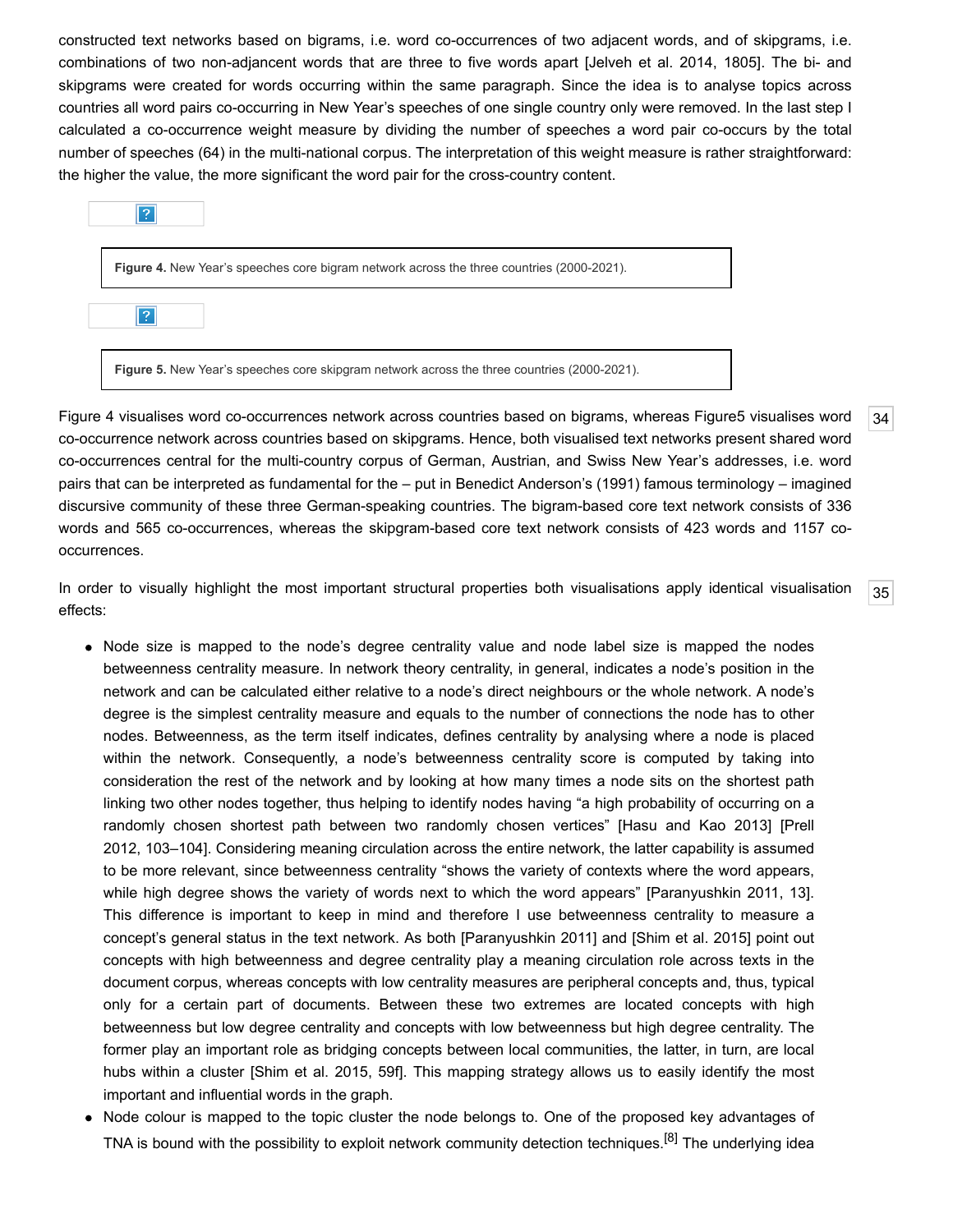constructed text networks based on bigrams, i.e. word co-occurrences of two adjacent words, and of skipgrams, i.e. combinations of two non-adjancent words that are three to five words apart [Jelveh et al. 2014, 1805]. The bi- and skipgrams were created for words occurring within the same paragraph. Since the idea is to analyse topics across countries all word pairs co-occurring in New Year's speeches of one single country only were removed. In the last step I calculated a co-occurrence weight measure by dividing the number of speeches a word pair co-occurs by the total number of speeches (64) in the multi-national corpus. The interpretation of this weight measure is rather straightforward: the higher the value, the more significant the word pair for the cross-country content.

**Figure 4.** New Year's speeches core bigram network across the three countries (2000-2021).

**Figure 5.** New Year's speeches core skipgram network across the three countries (2000-2021).

Figure 4 visualises word co-occurrences network across countries based on bigrams, whereas Figure5 visualises word co-occurrence network across countries based on skipgrams. Hence, both visualised text networks present shared word co-occurrences central for the multi-country corpus of German, Austrian, and Swiss New Year's addresses, i.e. word pairs that can be interpreted as fundamental for the – put in Benedict Anderson's (1991) famous terminology – imagined discursive community of these three German-speaking countries. The bigram-based core text network consists of 336 words and 565 co-occurrences, whereas the skipgram-based core text network consists of 423 words and 1157 co-occurrences.

In order to visually highlight the most important structural properties both visualisations apply identical visualisation effects:

- Node size is mapped to the node's degree centrality value and node label size is mapped the nodes betweenness centrality measure. In network theory centrality, in general, indicates a node's position in the network and can be calculated either relative to a node's direct neighbours or the whole network. A node's degree is the simplest centrality measure and equals to the number of connections the node has to other nodes. Betweenness, as the term itself indicates, defines centrality by analysing where a node is placed within the network. Consequently, a node's betweenness centrality score is computed by taking into consideration the rest of the network and by looking at how many times a node sits on the shortest path linking two other nodes together, thus helping to identify nodes having "a high probability of occurring on a randomly chosen shortest path between two randomly chosen vertices" [Hasu and Kao 2013] [Prell 2012, 103–104]. Considering meaning circulation across the entire network, the latter capability is assumed to be more relevant, since betweenness centrality "shows the variety of contexts where the word appears, while high degree shows the variety of words next to which the word appears" [Paranyushkin 2011, 13]. This difference is important to keep in mind and therefore I use betweenness centrality to measure a concept's general status in the text network. As both [Paranyushkin 2011] and [Shim et al. 2015] point out concepts with high betweenness and degree centrality play a meaning circulation role across texts in the document corpus, whereas concepts with low centrality measures are peripheral concepts and, thus, typical only for a certain part of documents. Between these two extremes are located concepts with high betweenness but low degree centrality and concepts with low betweenness but high degree centrality. The former play an important role as bridging concepts between local communities, the latter, in turn, are local hubs within a cluster [Shim et al. 2015, 59f]. This mapping strategy allows us to easily identify the most important and influential words in the graph.
- Node colour is mapped to the topic cluster the node belongs to. One of the proposed key advantages of TNA is bound with the possibility to exploit network community detection techniques.[8] The underlying idea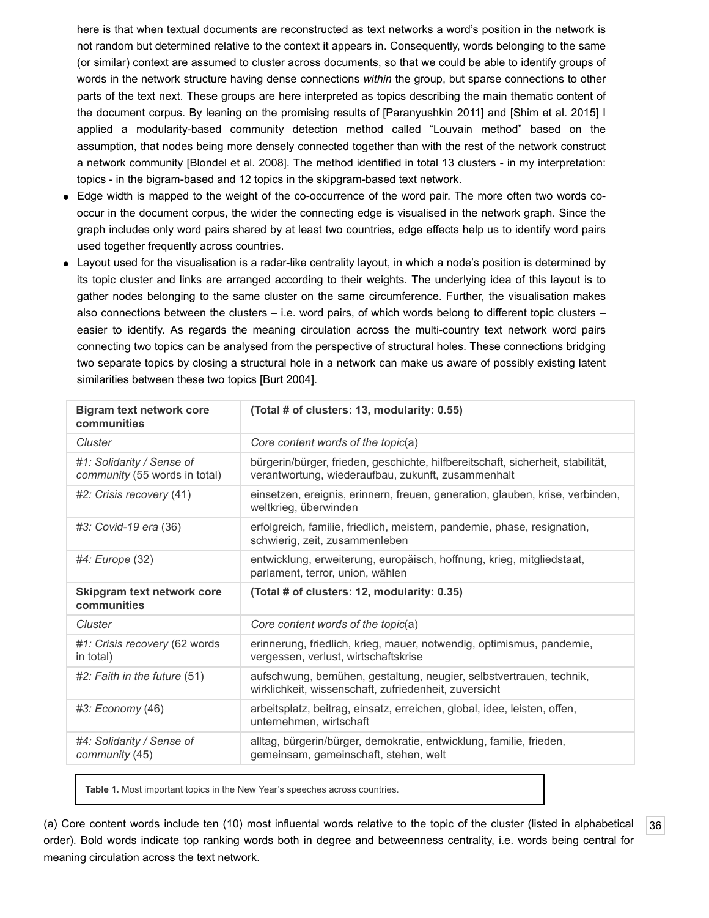here is that when textual documents are reconstructed as text networks a word's position in the network is not random but determined relative to the context it appears in. Consequently, words belonging to the same (or similar) context are assumed to cluster across documents, so that we could be able to identify groups of words in the network structure having dense connections *within* the group, but sparse connections to other parts of the text next. These groups are here interpreted as topics describing the main thematic content of the document corpus. By leaning on the promising results of [Paranyushkin 2011] and [Shim et al. 2015] I applied a modularity-based community detection method called "Louvain method" based on the assumption, that nodes being more densely connected together than with the rest of the network construct a network community [Blondel et al. 2008]. The method identified in total 13 clusters - in my interpretation: topics - in the bigram-based and 12 topics in the skipgram-based text network.

- Edge width is mapped to the weight of the co-occurrence of the word pair. The more often two words co-occur in the document corpus, the wider the connecting edge is visualised in the network graph. Since the graph includes only word pairs shared by at least two countries, edge effects help us to identify word pairs used together frequently across countries.
- Layout used for the visualisation is a radar-like centrality layout, in which a node's position is determined by its topic cluster and links are arranged according to their weights. The underlying idea of this layout is to gather nodes belonging to the same cluster on the same circumference. Further, the visualisation makes also connections between the clusters – i.e. word pairs, of which words belong to different topic clusters – easier to identify. As regards the meaning circulation across the multi-country text network word pairs connecting two topics can be analysed from the perspective of structural holes. These connections bridging two separate topics by closing a structural hole in a network can make us aware of possibly existing latent similarities between these two topics [Burt 2004].

| **Bigram text network core communities** | **(Total # of clusters: 13, modularity: 0.55)** |
|---|---|
| *Cluster* | *Core content words of the topic*(a) |
| *#1: Solidarity / Sense of community* (55 words in total) | bürgerin/bürger, frieden, geschichte, hilfbereitschaft, sicherheit, stabilität, verantwortung, wiederaufbau, zukunft, zusammenhalt |
| *#2: Crisis recovery* (41) | einsetzen, ereignis, erinnern, freuen, generation, glauben, krise, verbinden, weltkrieg, überwinden |
| *#3: Covid-19 era* (36) | erfolgreich, familie, friedlich, meistern, pandemie, phase, resignation, schwierig, zeit, zusammenleben |
| *#4: Europe* (32) | entwicklung, erweiterung, europäisch, hoffnung, krieg, mitgliedstaat, parlament, terror, union, wählen |
| **Skipgram text network core communities** | **(Total # of clusters: 12, modularity: 0.35)** |
| *Cluster* | *Core content words of the topic*(a) |
| *#1: Crisis recovery* (62 words in total) | erinnerung, friedlich, krieg, mauer, notwendig, optimismus, pandemie, vergessen, verlust, wirtschaftskrise |
| *#2: Faith in the future* (51) | aufschwung, bemühen, gestaltung, neugier, selbstvertrauen, technik, wirklichkeit, wissenschaft, zufriedenheit, zuversicht |
| *#3: Economy* (46) | arbeitsplatz, beitrag, einsatz, erreichen, global, idee, leisten, offen, unternehmen, wirtschaft |
| *#4: Solidarity / Sense of community* (45) | alltag, bürgerin/bürger, demokratie, entwicklung, familie, frieden, gemeinsam, gemeinschaft, stehen, welt |

**Table 1.** Most important topics in the New Year's speeches across countries.

(a) Core content words include ten (10) most influential words relative to the topic of the cluster (listed in alphabetical order). Bold words indicate top ranking words both in degree and betweenness centrality, i.e. words being central for meaning circulation across the text network.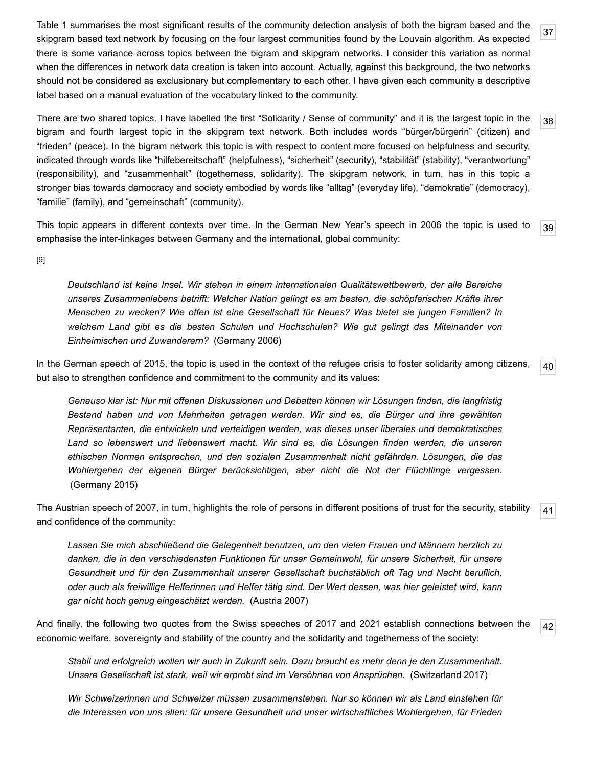Table 1 summarises the most significant results of the community detection analysis of both the bigram based and the skipgram based text network by focusing on the four largest communities found by the Louvain algorithm. As expected there is some variance across topics between the bigram and skipgram networks. I consider this variation as normal when the differences in network data creation is taken into account. Actually, against this background, the two networks should not be considered as exclusionary but complementary to each other. I have given each community a descriptive label based on a manual evaluation of the vocabulary linked to the community. [37]

There are two shared topics. I have labelled the first "Solidarity / Sense of community" and it is the largest topic in the bigram and fourth largest topic in the skipgram text network. Both includes words "bürger/bürgerin" (citizen) and "frieden" (peace). In the bigram network this topic is with respect to content more focused on helpfulness and security, indicated through words like "hilfebereitschaft" (helpfulness), "sicherheit" (security), "stabilität" (stability), "verantwortung" (responsibility), and "zusammenhalt" (togetherness, solidarity). The skipgram network, in turn, has in this topic a stronger bias towards democracy and society embodied by words like "alltag" (everyday life), "demokratie" (democracy), "familie" (family), and "gemeinschaft" (community). [38]

This topic appears in different contexts over time. In the German New Year's speech in 2006 the topic is used to emphasise the inter-linkages between Germany and the international, global community: [39]

[9]

> *Deutschland ist keine Insel. Wir stehen in einem internationalen Qualitätswettbewerb, der alle Bereiche unseres Zusammenlebens betrifft: Welcher Nation gelingt es am besten, die schöpferischen Kräfte ihrer Menschen zu wecken? Wie offen ist eine Gesellschaft für Neues? Was bietet sie jungen Familien? In welchem Land gibt es die besten Schulen und Hochschulen? Wie gut gelingt das Miteinander von Einheimischen und Zuwanderern?* (Germany 2006)

In the German speech of 2015, the topic is used in the context of the refugee crisis to foster solidarity among citizens, but also to strengthen confidence and commitment to the community and its values: [40]

> *Genauso klar ist: Nur mit offenen Diskussionen und Debatten können wir Lösungen finden, die langfristig Bestand haben und von Mehrheiten getragen werden. Wir sind es, die Bürger und ihre gewählten Repräsentanten, die entwickeln und verteidigen werden, was dieses unser liberales und demokratisches Land so lebenswert und liebenswert macht. Wir sind es, die Lösungen finden werden, die unseren ethischen Normen entsprechen, und den sozialen Zusammenhalt nicht gefährden. Lösungen, die das Wohlergehen der eigenen Bürger berücksichtigen, aber nicht die Not der Flüchtlinge vergessen.* (Germany 2015)

The Austrian speech of 2007, in turn, highlights the role of persons in different positions of trust for the security, stability and confidence of the community: [41]

> *Lassen Sie mich abschließend die Gelegenheit benutzen, um den vielen Frauen und Männern herzlich zu danken, die in den verschiedensten Funktionen für unser Gemeinwohl, für unsere Sicherheit, für unsere Gesundheit und für den Zusammenhalt unserer Gesellschaft buchstäblich oft Tag und Nacht beruflich, oder auch als freiwillige Helferinnen und Helfer tätig sind. Der Wert dessen, was hier geleistet wird, kann gar nicht hoch genug eingeschätzt werden.* (Austria 2007)

And finally, the following two quotes from the Swiss speeches of 2017 and 2021 establish connections between the economic welfare, sovereignty and stability of the country and the solidarity and togetherness of the society: [42]

> *Stabil und erfolgreich wollen wir auch in Zukunft sein. Dazu braucht es mehr denn je den Zusammenhalt. Unsere Gesellschaft ist stark, weil wir erprobt sind im Versöhnen von Ansprüchen.* (Switzerland 2017)

> *Wir Schweizerinnen und Schweizer müssen zusammenstehen. Nur so können wir als Land einstehen für die Interessen von uns allen: für unsere Gesundheit und unser wirtschaftliches Wohlergehen, für Frieden*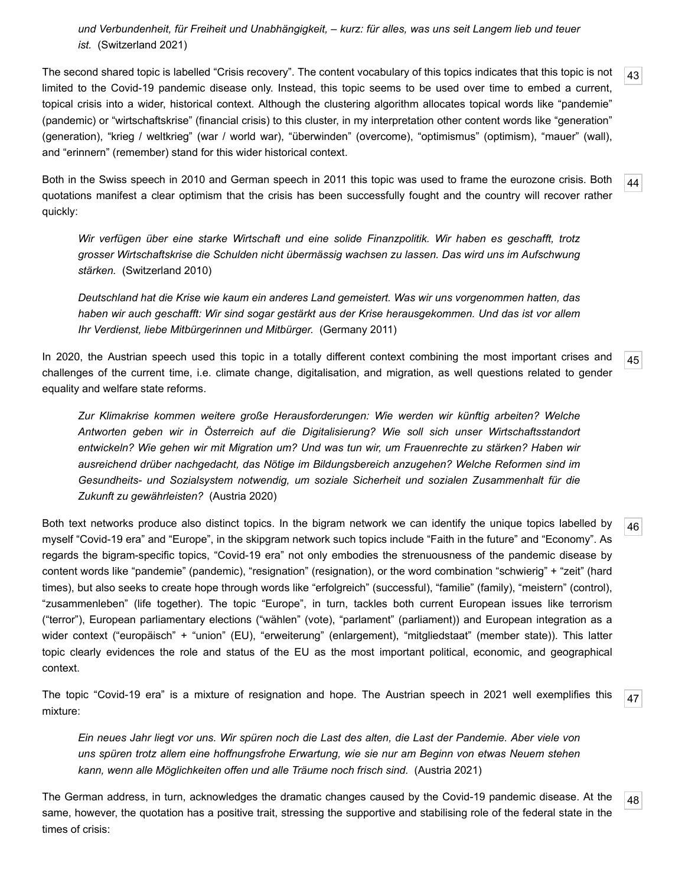> *und Verbundenheit, für Freiheit und Unabhängigkeit, – kurz: für alles, was uns seit Langem lieb und teuer ist.* (Switzerland 2021)

The second shared topic is labelled "Crisis recovery". The content vocabulary of this topics indicates that this topic is not limited to the Covid-19 pandemic disease only. Instead, this topic seems to be used over time to embed a current, topical crisis into a wider, historical context. Although the clustering algorithm allocates topical words like "pandemie" (pandemic) or "wirtschaftskrise" (financial crisis) to this cluster, in my interpretation other content words like "generation" (generation), "krieg / weltkrieg" (war / world war), "überwinden" (overcome), "optimismus" (optimism), "mauer" (wall), and "erinnern" (remember) stand for this wider historical context. [43]

Both in the Swiss speech in 2010 and German speech in 2011 this topic was used to frame the eurozone crisis. Both quotations manifest a clear optimism that the crisis has been successfully fought and the country will recover rather quickly: [44]

> *Wir verfügen über eine starke Wirtschaft und eine solide Finanzpolitik. Wir haben es geschafft, trotz grosser Wirtschaftskrise die Schulden nicht übermässig wachsen zu lassen. Das wird uns im Aufschwung stärken.* (Switzerland 2010)

> *Deutschland hat die Krise wie kaum ein anderes Land gemeistert. Was wir uns vorgenommen hatten, das haben wir auch geschafft: Wir sind sogar gestärkt aus der Krise herausgekommen. Und das ist vor allem Ihr Verdienst, liebe Mitbürgerinnen und Mitbürger.* (Germany 2011)

In 2020, the Austrian speech used this topic in a totally different context combining the most important crises and challenges of the current time, i.e. climate change, digitalisation, and migration, as well questions related to gender equality and welfare state reforms. [45]

> *Zur Klimakrise kommen weitere große Herausforderungen: Wie werden wir künftig arbeiten? Welche Antworten geben wir in Österreich auf die Digitalisierung? Wie soll sich unser Wirtschaftsstandort entwickeln? Wie gehen wir mit Migration um? Und was tun wir, um Frauenrechte zu stärken? Haben wir ausreichend drüber nachgedacht, das Nötige im Bildungsbereich anzugehen? Welche Reformen sind im Gesundheits- und Sozialsystem notwendig, um soziale Sicherheit und sozialen Zusammenhalt für die Zukunft zu gewährleisten?* (Austria 2020)

Both text networks produce also distinct topics. In the bigram network we can identify the unique topics labelled by myself "Covid-19 era" and "Europe", in the skipgram network such topics include "Faith in the future" and "Economy". As regards the bigram-specific topics, "Covid-19 era" not only embodies the strenuousness of the pandemic disease by content words like "pandemie" (pandemic), "resignation" (resignation), or the word combination "schwierig" + "zeit" (hard times), but also seeks to create hope through words like "erfolgreich" (successful), "familie" (family), "meistern" (control), "zusammenleben" (life together). The topic "Europe", in turn, tackles both current European issues like terrorism ("terror"), European parliamentary elections ("wählen" (vote), "parlament" (parliament)) and European integration as a wider context ("europäisch" + "union" (EU), "erweiterung" (enlargement), "mitgliedstaat" (member state)). This latter topic clearly evidences the role and status of the EU as the most important political, economic, and geographical context. [46]

The topic "Covid-19 era" is a mixture of resignation and hope. The Austrian speech in 2021 well exemplifies this mixture: [47]

> *Ein neues Jahr liegt vor uns. Wir spüren noch die Last des alten, die Last der Pandemie. Aber viele von uns spüren trotz allem eine hoffnungsfrohe Erwartung, wie sie nur am Beginn von etwas Neuem stehen kann, wenn alle Möglichkeiten offen und alle Träume noch frisch sind.* (Austria 2021)

The German address, in turn, acknowledges the dramatic changes caused by the Covid-19 pandemic disease. At the same, however, the quotation has a positive trait, stressing the supportive and stabilising role of the federal state in the times of crisis: [48]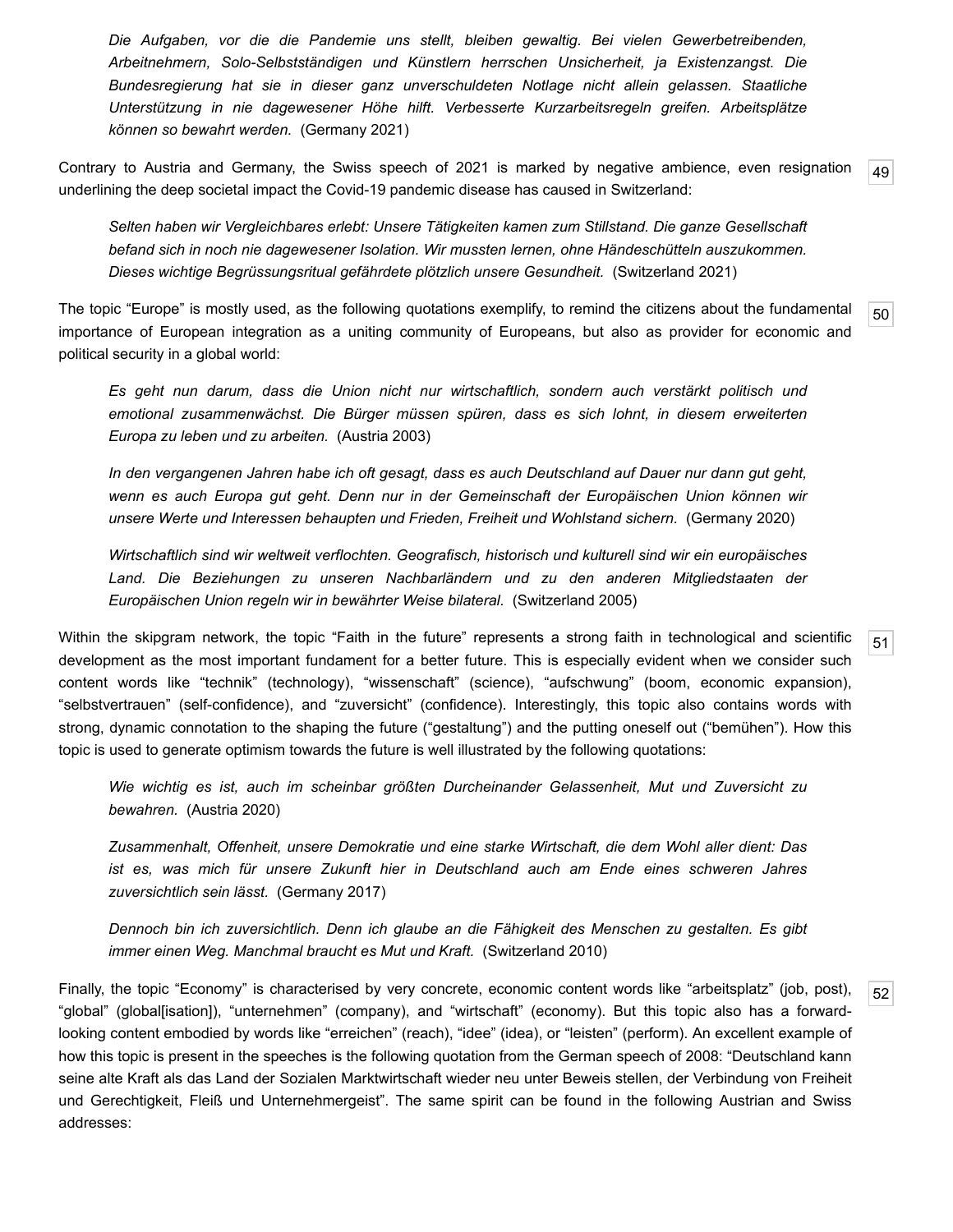> *Die Aufgaben, vor die die Pandemie uns stellt, bleiben gewaltig. Bei vielen Gewerbetreibenden, Arbeitnehmern, Solo-Selbstständigen und Künstlern herrschen Unsicherheit, ja Existenzangst. Die Bundesregierung hat sie in dieser ganz unverschuldeten Notlage nicht allein gelassen. Staatliche Unterstützung in nie dagewesener Höhe hilft. Verbesserte Kurzarbeitsregeln greifen. Arbeitsplätze können so bewahrt werden.* (Germany 2021)

Contrary to Austria and Germany, the Swiss speech of 2021 is marked by negative ambience, even resignation underlining the deep societal impact the Covid-19 pandemic disease has caused in Switzerland: [49]

> *Selten haben wir Vergleichbares erlebt: Unsere Tätigkeiten kamen zum Stillstand. Die ganze Gesellschaft befand sich in noch nie dagewesener Isolation. Wir mussten lernen, ohne Händeschütteln auszukommen. Dieses wichtige Begrüssungsritual gefährdete plötzlich unsere Gesundheit.* (Switzerland 2021)

The topic "Europe" is mostly used, as the following quotations exemplify, to remind the citizens about the fundamental importance of European integration as a uniting community of Europeans, but also as provider for economic and political security in a global world: [50]

> *Es geht nun darum, dass die Union nicht nur wirtschaftlich, sondern auch verstärkt politisch und emotional zusammenwächst. Die Bürger müssen spüren, dass es sich lohnt, in diesem erweiterten Europa zu leben und zu arbeiten.* (Austria 2003)

> *In den vergangenen Jahren habe ich oft gesagt, dass es auch Deutschland auf Dauer nur dann gut geht, wenn es auch Europa gut geht. Denn nur in der Gemeinschaft der Europäischen Union können wir unsere Werte und Interessen behaupten und Frieden, Freiheit und Wohlstand sichern.* (Germany 2020)

> *Wirtschaftlich sind wir weltweit verflochten. Geografisch, historisch und kulturell sind wir ein europäisches Land. Die Beziehungen zu unseren Nachbarländern und zu den anderen Mitgliedstaaten der Europäischen Union regeln wir in bewährter Weise bilateral.* (Switzerland 2005)

Within the skipgram network, the topic "Faith in the future" represents a strong faith in technological and scientific development as the most important fundament for a better future. This is especially evident when we consider such content words like "technik" (technology), "wissenschaft" (science), "aufschwung" (boom, economic expansion), "selbstvertrauen" (self-confidence), and "zuversicht" (confidence). Interestingly, this topic also contains words with strong, dynamic connotation to the shaping the future ("gestaltung") and the putting oneself out ("bemühen"). How this topic is used to generate optimism towards the future is well illustrated by the following quotations: [51]

> *Wie wichtig es ist, auch im scheinbar größten Durcheinander Gelassenheit, Mut und Zuversicht zu bewahren.* (Austria 2020)

> *Zusammenhalt, Offenheit, unsere Demokratie und eine starke Wirtschaft, die dem Wohl aller dient: Das ist es, was mich für unsere Zukunft hier in Deutschland auch am Ende eines schweren Jahres zuversichtlich sein lässt.* (Germany 2017)

> *Dennoch bin ich zuversichtlich. Denn ich glaube an die Fähigkeit des Menschen zu gestalten. Es gibt immer einen Weg. Manchmal braucht es Mut und Kraft.* (Switzerland 2010)

Finally, the topic "Economy" is characterised by very concrete, economic content words like "arbeitsplatz" (job, post), "global" (global[isation]), "unternehmen" (company), and "wirtschaft" (economy). But this topic also has a forward-looking content embodied by words like "erreichen" (reach), "idee" (idea), or "leisten" (perform). An excellent example of how this topic is present in the speeches is the following quotation from the German speech of 2008: "Deutschland kann seine alte Kraft als das Land der Sozialen Marktwirtschaft wieder neu unter Beweis stellen, der Verbindung von Freiheit und Gerechtigkeit, Fleiß und Unternehmergeist". The same spirit can be found in the following Austrian and Swiss addresses: [52]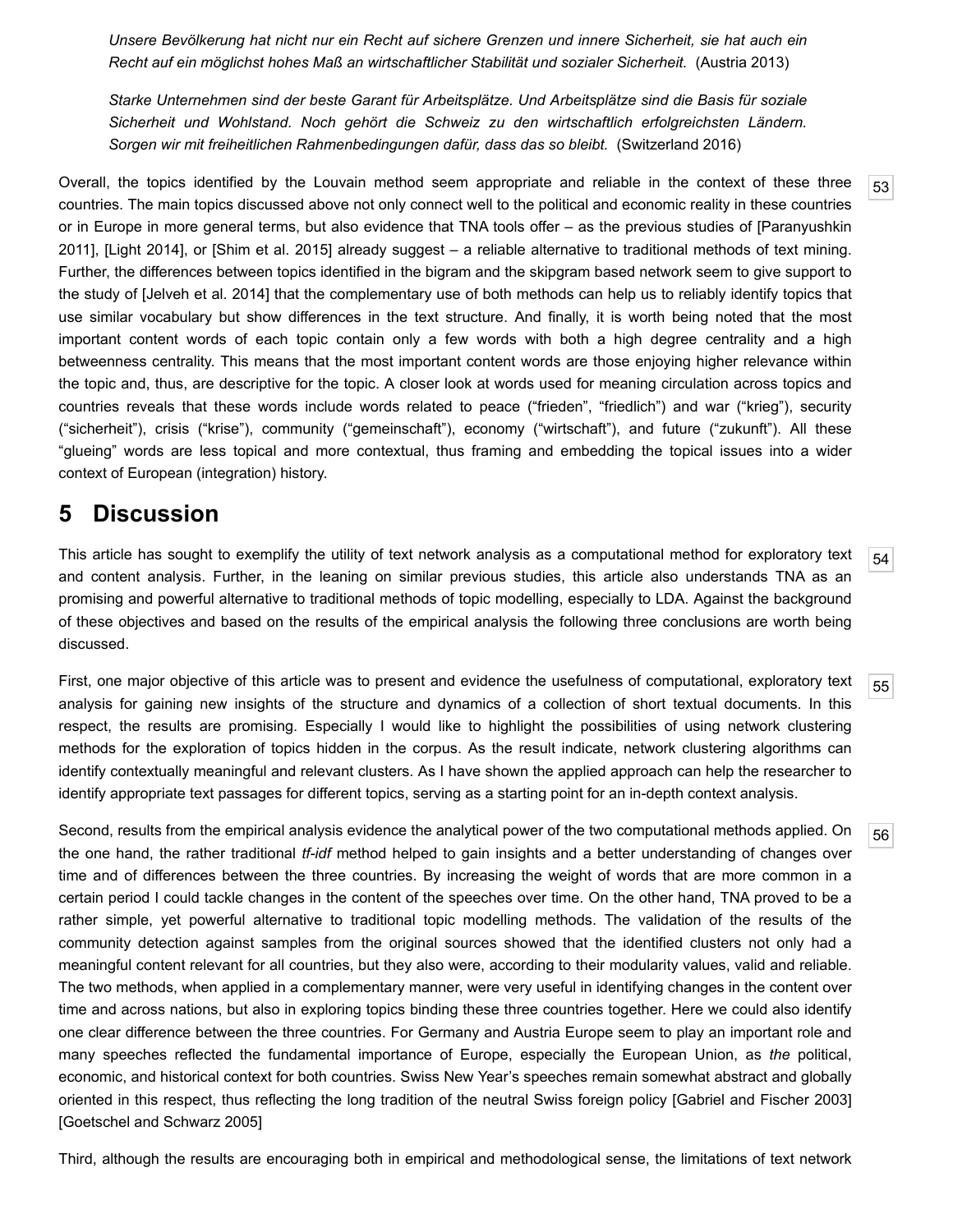> *Unsere Bevölkerung hat nicht nur ein Recht auf sichere Grenzen und innere Sicherheit, sie hat auch ein Recht auf ein möglichst hohes Maß an wirtschaftlicher Stabilität und sozialer Sicherheit.* (Austria 2013)

> *Starke Unternehmen sind der beste Garant für Arbeitsplätze. Und Arbeitsplätze sind die Basis für soziale Sicherheit und Wohlstand. Noch gehört die Schweiz zu den wirtschaftlich erfolgreichsten Ländern. Sorgen wir mit freiheitlichen Rahmenbedingungen dafür, dass das so bleibt.* (Switzerland 2016)

[53] Overall, the topics identified by the Louvain method seem appropriate and reliable in the context of these three countries. The main topics discussed above not only connect well to the political and economic reality in these countries or in Europe in more general terms, but also evidence that TNA tools offer – as the previous studies of [Paranyushkin 2011], [Light 2014], or [Shim et al. 2015] already suggest – a reliable alternative to traditional methods of text mining. Further, the differences between topics identified in the bigram and the skipgram based network seem to give support to the study of [Jelveh et al. 2014] that the complementary use of both methods can help us to reliably identify topics that use similar vocabulary but show differences in the text structure. And finally, it is worth being noted that the most important content words of each topic contain only a few words with both a high degree centrality and a high betweenness centrality. This means that the most important content words are those enjoying higher relevance within the topic and, thus, are descriptive for the topic. A closer look at words used for meaning circulation across topics and countries reveals that these words include words related to peace ("frieden", "friedlich") and war ("krieg"), security ("sicherheit"), crisis ("krise"), community ("gemeinschaft"), economy ("wirtschaft"), and future ("zukunft"). All these "glueing" words are less topical and more contextual, thus framing and embedding the topical issues into a wider context of European (integration) history.

## 5 Discussion

[54] This article has sought to exemplify the utility of text network analysis as a computational method for exploratory text and content analysis. Further, in the leaning on similar previous studies, this article also understands TNA as an promising and powerful alternative to traditional methods of topic modelling, especially to LDA. Against the background of these objectives and based on the results of the empirical analysis the following three conclusions are worth being discussed.

[55] First, one major objective of this article was to present and evidence the usefulness of computational, exploratory text analysis for gaining new insights of the structure and dynamics of a collection of short textual documents. In this respect, the results are promising. Especially I would like to highlight the possibilities of using network clustering methods for the exploration of topics hidden in the corpus. As the result indicate, network clustering algorithms can identify contextually meaningful and relevant clusters. As I have shown the applied approach can help the researcher to identify appropriate text passages for different topics, serving as a starting point for an in-depth context analysis.

[56] Second, results from the empirical analysis evidence the analytical power of the two computational methods applied. On the one hand, the rather traditional *tf-idf* method helped to gain insights and a better understanding of changes over time and of differences between the three countries. By increasing the weight of words that are more common in a certain period I could tackle changes in the content of the speeches over time. On the other hand, TNA proved to be a rather simple, yet powerful alternative to traditional topic modelling methods. The validation of the results of the community detection against samples from the original sources showed that the identified clusters not only had a meaningful content relevant for all countries, but they also were, according to their modularity values, valid and reliable. The two methods, when applied in a complementary manner, were very useful in identifying changes in the content over time and across nations, but also in exploring topics binding these three countries together. Here we could also identify one clear difference between the three countries. For Germany and Austria Europe seem to play an important role and many speeches reflected the fundamental importance of Europe, especially the European Union, as *the* political, economic, and historical context for both countries. Swiss New Year's speeches remain somewhat abstract and globally oriented in this respect, thus reflecting the long tradition of the neutral Swiss foreign policy [Gabriel and Fischer 2003] [Goetschel and Schwarz 2005]

Third, although the results are encouraging both in empirical and methodological sense, the limitations of text network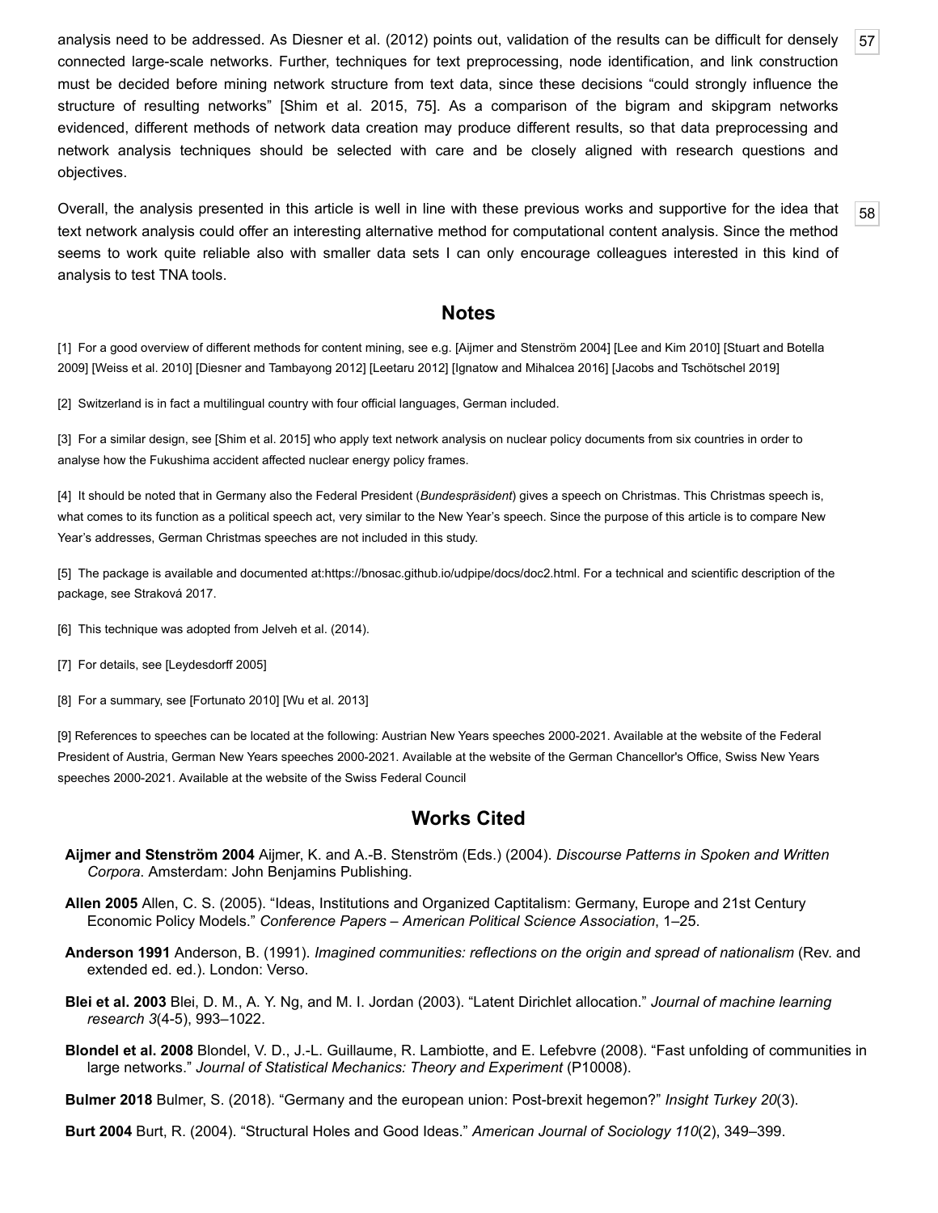analysis need to be addressed. As Diesner et al. (2012) points out, validation of the results can be difficult for densely connected large-scale networks. Further, techniques for text preprocessing, node identification, and link construction must be decided before mining network structure from text data, since these decisions "could strongly influence the structure of resulting networks" [Shim et al. 2015, 75]. As a comparison of the bigram and skipgram networks evidenced, different methods of network data creation may produce different results, so that data preprocessing and network analysis techniques should be selected with care and be closely aligned with research questions and objectives.

Overall, the analysis presented in this article is well in line with these previous works and supportive for the idea that text network analysis could offer an interesting alternative method for computational content analysis. Since the method seems to work quite reliable also with smaller data sets I can only encourage colleagues interested in this kind of analysis to test TNA tools.

## Notes

[1] For a good overview of different methods for content mining, see e.g. [Aijmer and Stenström 2004] [Lee and Kim 2010] [Stuart and Botella 2009] [Weiss et al. 2010] [Diesner and Tambayong 2012] [Leetaru 2012] [Ignatow and Mihalcea 2016] [Jacobs and Tschötschel 2019]

[2] Switzerland is in fact a multilingual country with four official languages, German included.

[3] For a similar design, see [Shim et al. 2015] who apply text network analysis on nuclear policy documents from six countries in order to analyse how the Fukushima accident affected nuclear energy policy frames.

[4] It should be noted that in Germany also the Federal President (*Bundespräsident*) gives a speech on Christmas. This Christmas speech is, what comes to its function as a political speech act, very similar to the New Year's speech. Since the purpose of this article is to compare New Year's addresses, German Christmas speeches are not included in this study.

[5] The package is available and documented at:https://bnosac.github.io/udpipe/docs/doc2.html. For a technical and scientific description of the package, see Straková 2017.

[6] This technique was adopted from Jelveh et al. (2014).

[7] For details, see [Leydesdorff 2005]

[8] For a summary, see [Fortunato 2010] [Wu et al. 2013]

[9] References to speeches can be located at the following: Austrian New Years speeches 2000-2021. Available at the website of the Federal President of Austria, German New Years speeches 2000-2021. Available at the website of the German Chancellor's Office, Swiss New Years speeches 2000-2021. Available at the website of the Swiss Federal Council

## Works Cited

**Aijmer and Stenström 2004** Aijmer, K. and A.-B. Stenström (Eds.) (2004). *Discourse Patterns in Spoken and Written Corpora*. Amsterdam: John Benjamins Publishing.

**Allen 2005** Allen, C. S. (2005). "Ideas, Institutions and Organized Captitalism: Germany, Europe and 21st Century Economic Policy Models." *Conference Papers – American Political Science Association*, 1–25.

**Anderson 1991** Anderson, B. (1991). *Imagined communities: reflections on the origin and spread of nationalism* (Rev. and extended ed. ed.). London: Verso.

**Blei et al. 2003** Blei, D. M., A. Y. Ng, and M. I. Jordan (2003). "Latent Dirichlet allocation." *Journal of machine learning research 3*(4-5), 993–1022.

**Blondel et al. 2008** Blondel, V. D., J.-L. Guillaume, R. Lambiotte, and E. Lefebvre (2008). "Fast unfolding of communities in large networks." *Journal of Statistical Mechanics: Theory and Experiment* (P10008).

**Bulmer 2018** Bulmer, S. (2018). "Germany and the european union: Post-brexit hegemon?" *Insight Turkey 20*(3).

**Burt 2004** Burt, R. (2004). "Structural Holes and Good Ideas." *American Journal of Sociology 110*(2), 349–399.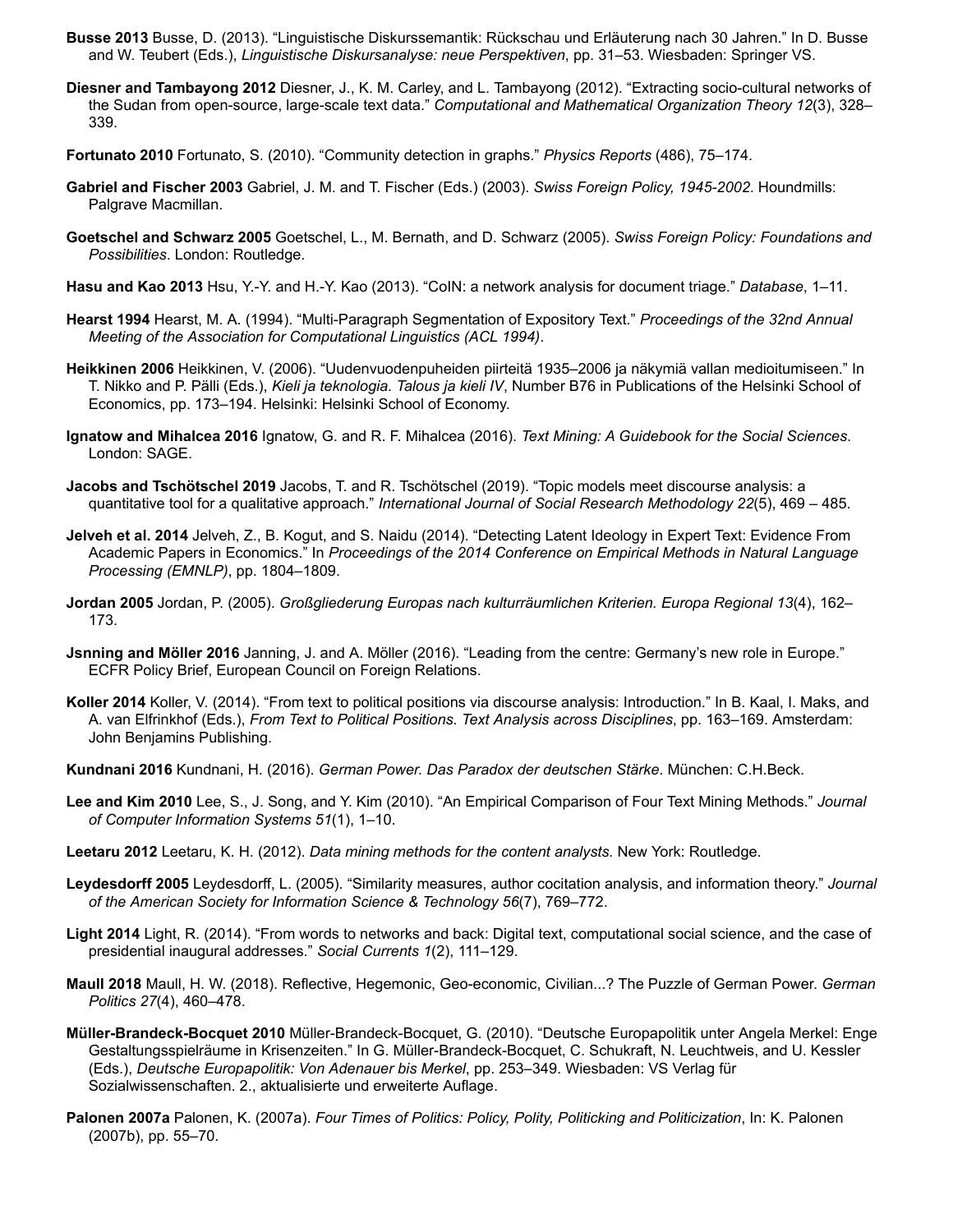**Busse 2013** Busse, D. (2013). “Linguistische Diskurssemantik: Rückschau und Erläuterung nach 30 Jahren.” In D. Busse and W. Teubert (Eds.), *Linguistische Diskursanalyse: neue Perspektiven*, pp. 31–53. Wiesbaden: Springer VS.

**Diesner and Tambayong 2012** Diesner, J., K. M. Carley, and L. Tambayong (2012). “Extracting socio-cultural networks of the Sudan from open-source, large-scale text data.” *Computational and Mathematical Organization Theory 12*(3), 328–339.

**Fortunato 2010** Fortunato, S. (2010). “Community detection in graphs.” *Physics Reports* (486), 75–174.

**Gabriel and Fischer 2003** Gabriel, J. M. and T. Fischer (Eds.) (2003). *Swiss Foreign Policy, 1945-2002*. Houndmills: Palgrave Macmillan.

**Goetschel and Schwarz 2005** Goetschel, L., M. Bernath, and D. Schwarz (2005). *Swiss Foreign Policy: Foundations and Possibilities*. London: Routledge.

**Hasu and Kao 2013** Hsu, Y.-Y. and H.-Y. Kao (2013). “CoIN: a network analysis for document triage.” *Database*, 1–11.

**Hearst 1994** Hearst, M. A. (1994). “Multi-Paragraph Segmentation of Expository Text.” *Proceedings of the 32nd Annual Meeting of the Association for Computational Linguistics (ACL 1994)*.

**Heikkinen 2006** Heikkinen, V. (2006). “Uudenvuodenpuheiden piirteitä 1935–2006 ja näkymiä vallan medioitumiseen.” In T. Nikko and P. Pälli (Eds.), *Kieli ja teknologia. Talous ja kieli IV*, Number B76 in Publications of the Helsinki School of Economics, pp. 173–194. Helsinki: Helsinki School of Economy.

**Ignatow and Mihalcea 2016** Ignatow, G. and R. F. Mihalcea (2016). *Text Mining: A Guidebook for the Social Sciences*. London: SAGE.

**Jacobs and Tschötschel 2019** Jacobs, T. and R. Tschötschel (2019). “Topic models meet discourse analysis: a quantitative tool for a qualitative approach.” *International Journal of Social Research Methodology 22*(5), 469 – 485.

**Jelveh et al. 2014** Jelveh, Z., B. Kogut, and S. Naidu (2014). “Detecting Latent Ideology in Expert Text: Evidence From Academic Papers in Economics.” In *Proceedings of the 2014 Conference on Empirical Methods in Natural Language Processing (EMNLP)*, pp. 1804–1809.

**Jordan 2005** Jordan, P. (2005). *Großgliederung Europas nach kulturräumlichen Kriterien. Europa Regional 13*(4), 162–173.

**Jsnning and Möller 2016** Janning, J. and A. Möller (2016). “Leading from the centre: Germany’s new role in Europe.” ECFR Policy Brief, European Council on Foreign Relations.

**Koller 2014** Koller, V. (2014). “From text to political positions via discourse analysis: Introduction.” In B. Kaal, I. Maks, and A. van Elfrinkhof (Eds.), *From Text to Political Positions. Text Analysis across Disciplines*, pp. 163–169. Amsterdam: John Benjamins Publishing.

**Kundnani 2016** Kundnani, H. (2016). *German Power. Das Paradox der deutschen Stärke*. München: C.H.Beck.

**Lee and Kim 2010** Lee, S., J. Song, and Y. Kim (2010). “An Empirical Comparison of Four Text Mining Methods.” *Journal of Computer Information Systems 51*(1), 1–10.

**Leetaru 2012** Leetaru, K. H. (2012). *Data mining methods for the content analysts.* New York: Routledge.

**Leydesdorff 2005** Leydesdorff, L. (2005). “Similarity measures, author cocitation analysis, and information theory.” *Journal of the American Society for Information Science & Technology 56*(7), 769–772.

**Light 2014** Light, R. (2014). “From words to networks and back: Digital text, computational social science, and the case of presidential inaugural addresses.” *Social Currents 1*(2), 111–129.

**Maull 2018** Maull, H. W. (2018). Reflective, Hegemonic, Geo-economic, Civilian...? The Puzzle of German Power. *German Politics 27*(4), 460–478.

**Müller-Brandeck-Bocquet 2010** Müller-Brandeck-Bocquet, G. (2010). “Deutsche Europapolitik unter Angela Merkel: Enge Gestaltungsspielräume in Krisenzeiten.” In G. Müller-Brandeck-Bocquet, C. Schukraft, N. Leuchtweis, and U. Kessler (Eds.), *Deutsche Europapolitik: Von Adenauer bis Merkel*, pp. 253–349. Wiesbaden: VS Verlag für Sozialwissenschaften. 2., aktualisierte und erweiterte Auflage.

**Palonen 2007a** Palonen, K. (2007a). *Four Times of Politics: Policy, Polity, Politicking and Politicization*, In: K. Palonen (2007b), pp. 55–70.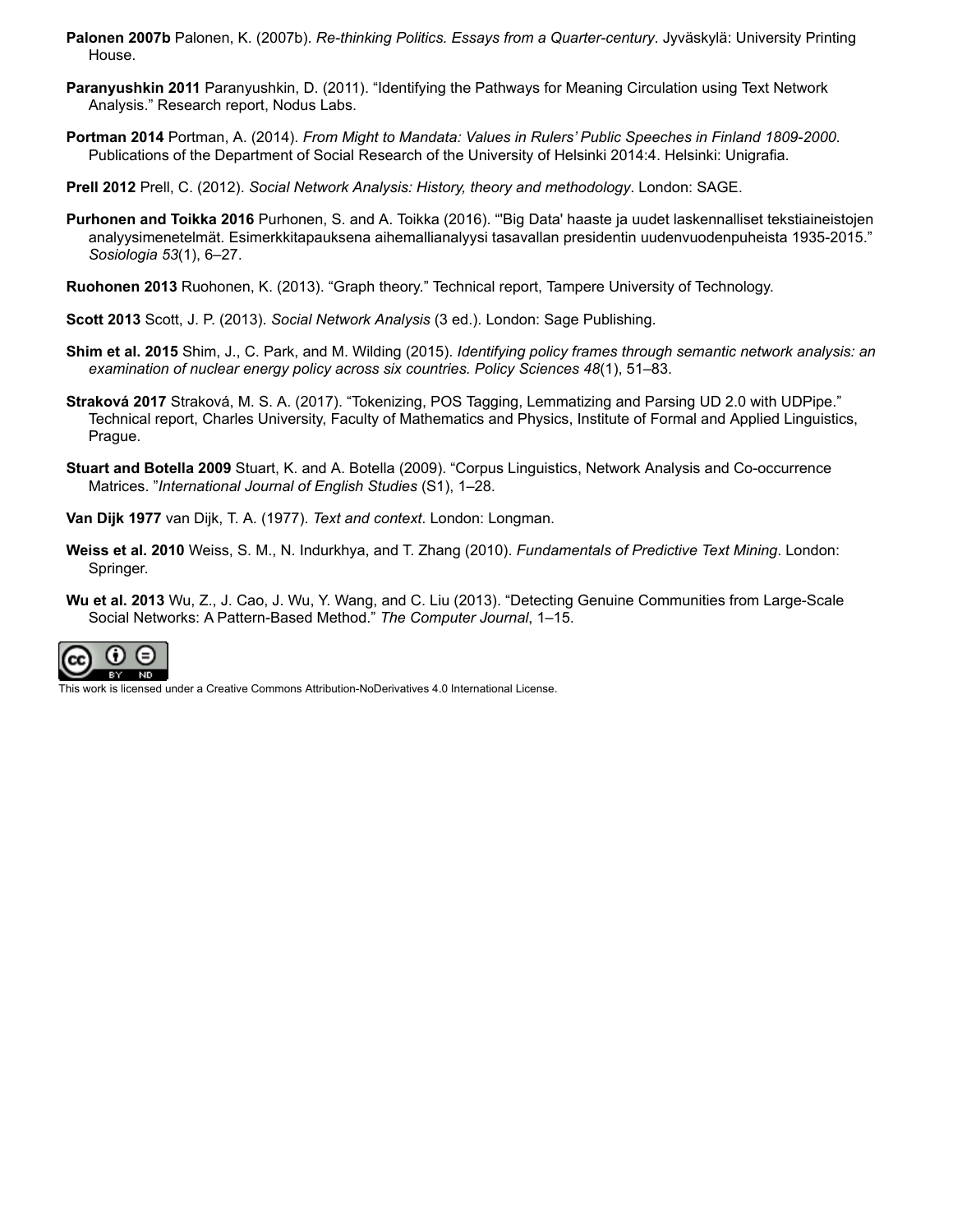**Palonen 2007b** Palonen, K. (2007b). *Re-thinking Politics. Essays from a Quarter-century*. Jyväskylä: University Printing House.

**Paranyushkin 2011** Paranyushkin, D. (2011). “Identifying the Pathways for Meaning Circulation using Text Network Analysis.” Research report, Nodus Labs.

**Portman 2014** Portman, A. (2014). *From Might to Mandata: Values in Rulers' Public Speeches in Finland 1809-2000*. Publications of the Department of Social Research of the University of Helsinki 2014:4. Helsinki: Unigrafia.

**Prell 2012** Prell, C. (2012). *Social Network Analysis: History, theory and methodology*. London: SAGE.

**Purhonen and Toikka 2016** Purhonen, S. and A. Toikka (2016). “'Big Data' haaste ja uudet laskennalliset tekstiaineistojen analyysimenetelmät. Esimerkkitapauksena aihemallianalyysi tasavallan presidentin uudenvuodenpuheista 1935-2015.” *Sosiologia 53*(1), 6–27.

**Ruohonen 2013** Ruohonen, K. (2013). “Graph theory.” Technical report, Tampere University of Technology.

**Scott 2013** Scott, J. P. (2013). *Social Network Analysis* (3 ed.). London: Sage Publishing.

**Shim et al. 2015** Shim, J., C. Park, and M. Wilding (2015). *Identifying policy frames through semantic network analysis: an examination of nuclear energy policy across six countries. Policy Sciences 48*(1), 51–83.

**Straková 2017** Straková, M. S. A. (2017). “Tokenizing, POS Tagging, Lemmatizing and Parsing UD 2.0 with UDPipe.” Technical report, Charles University, Faculty of Mathematics and Physics, Institute of Formal and Applied Linguistics, Prague.

**Stuart and Botella 2009** Stuart, K. and A. Botella (2009). “Corpus Linguistics, Network Analysis and Co-occurrence Matrices. ”*International Journal of English Studies* (S1), 1–28.

**Van Dijk 1977** van Dijk, T. A. (1977). *Text and context*. London: Longman.

**Weiss et al. 2010** Weiss, S. M., N. Indurkhya, and T. Zhang (2010). *Fundamentals of Predictive Text Mining*. London: Springer.

**Wu et al. 2013** Wu, Z., J. Cao, J. Wu, Y. Wang, and C. Liu (2013). “Detecting Genuine Communities from Large-Scale Social Networks: A Pattern-Based Method.” *The Computer Journal*, 1–15.

This work is licensed under a Creative Commons Attribution-NoDerivatives 4.0 International License.